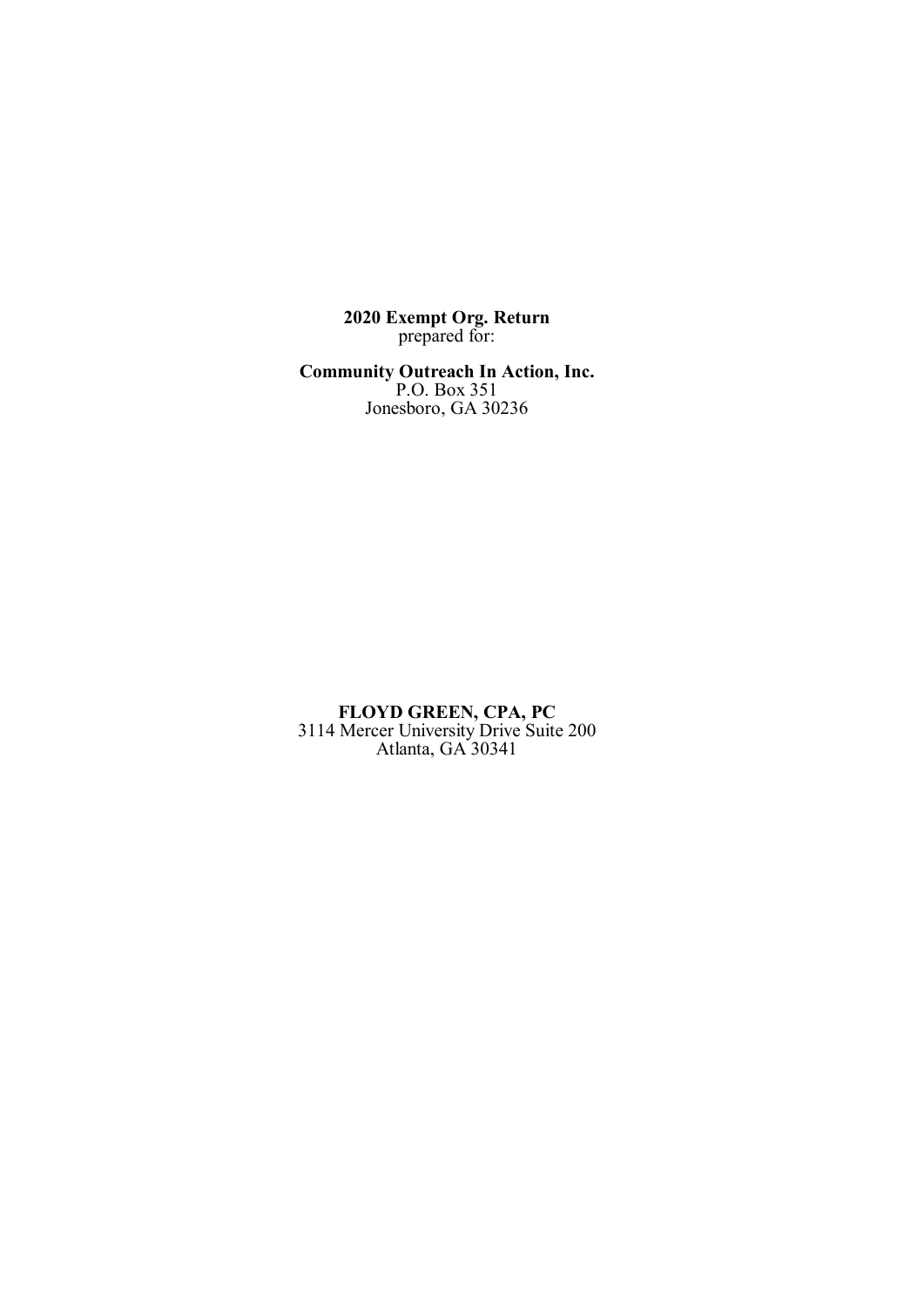**2020 Exempt Org. Return**
prepared for:

**Community Outreach In Action, Inc.**
P.O. Box 351
Jonesboro, GA 30236

**FLOYD GREEN, CPA, PC**
3114 Mercer University Drive Suite 200
Atlanta, GA 30341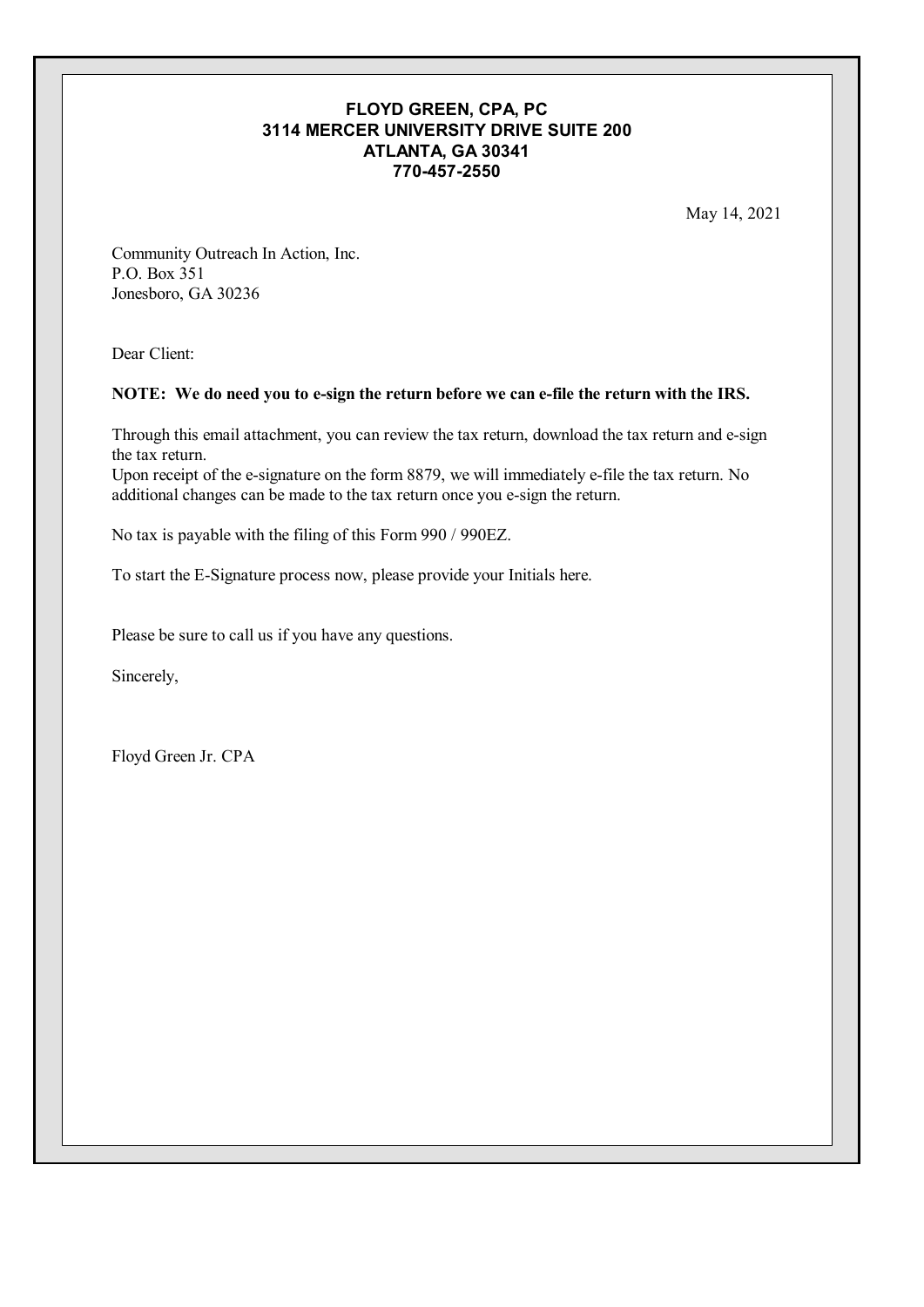**FLOYD GREEN, CPA, PC**
**3114 MERCER UNIVERSITY DRIVE SUITE 200**
**ATLANTA, GA 30341**
**770-457-2550**

May 14, 2021

Community Outreach In Action, Inc.
P.O. Box 351
Jonesboro, GA 30236

Dear Client:

**NOTE: We do need you to e-sign the return before we can e-file the return with the IRS.**

Through this email attachment, you can review the tax return, download the tax return and e-sign the tax return.
Upon receipt of the e-signature on the form 8879, we will immediately e-file the tax return. No additional changes can be made to the tax return once you e-sign the return.

No tax is payable with the filing of this Form 990 / 990EZ.

To start the E-Signature process now, please provide your Initials here.

Please be sure to call us if you have any questions.

Sincerely,

Floyd Green Jr. CPA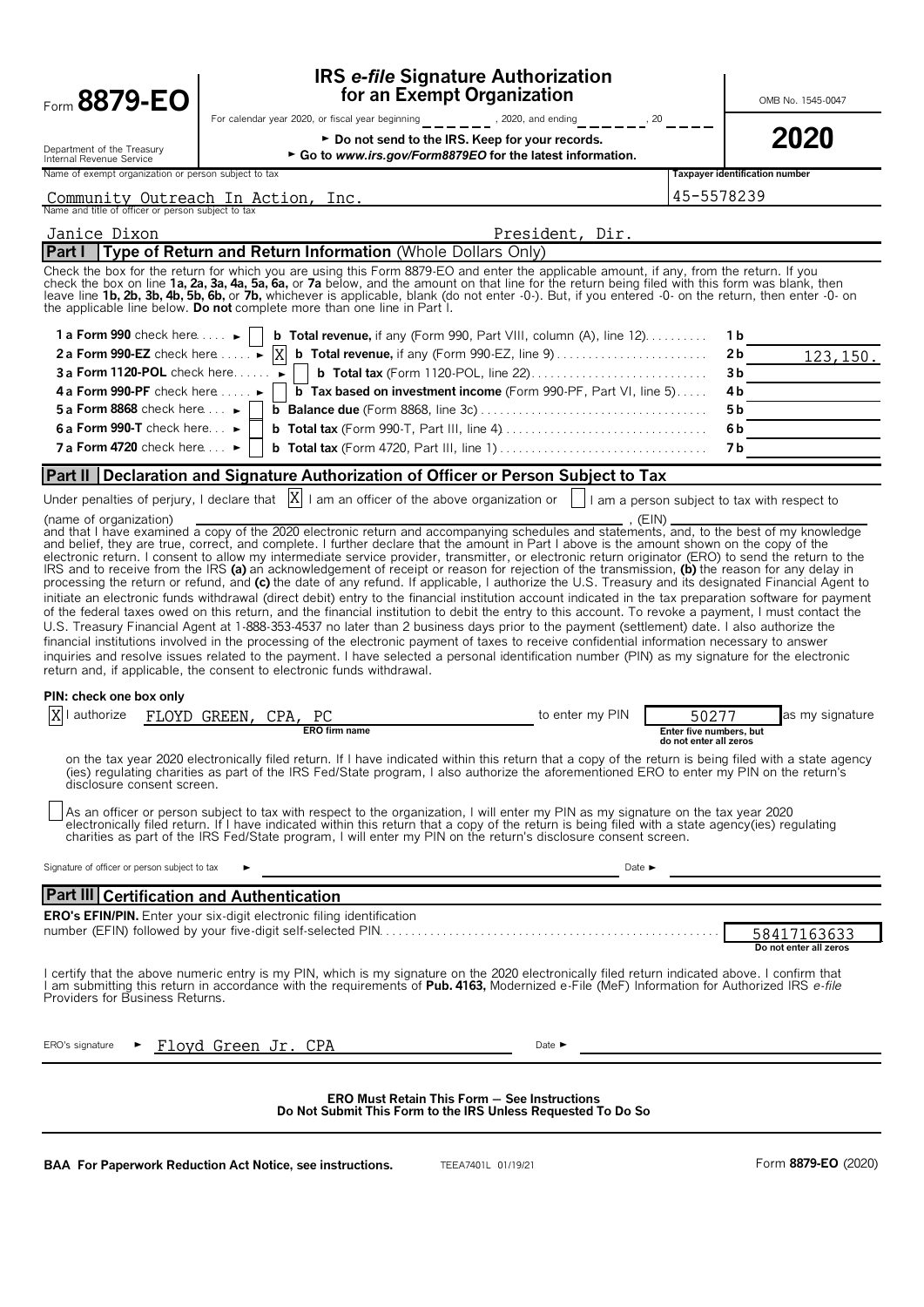Form **8879-EO**

Department of the Treasury
Internal Revenue Service

# IRS *e-file* Signature Authorization for an Exempt Organization

For calendar year 2020, or fiscal year beginning ________, 2020, and ending ________, 20____

► Do not send to the IRS. Keep for your records.

► Go to *www.irs.gov/Form8879EO* for the latest information.

OMB No. 1545-0047

**2020**

| Name of exempt organization or person subject to tax | Taxpayer identification number |
|---|---|
| Community Outreach In Action, Inc. | 45-5578239 |

| Name and title of officer or person subject to tax | |
|---|---|
| Janice Dixon | President, Dir. |

## Part I — Type of Return and Return Information (Whole Dollars Only)

Check the box for the return for which you are using this Form 8879-EO and enter the applicable amount, if any, from the return. If you check the box on line **1a, 2a, 3a, 4a, 5a, 6a,** or **7a** below, and the amount on that line for the return being filed with this form was blank, then leave line **1b, 2b, 3b, 4b, 5b, 6b,** or **7b,** whichever is applicable, blank (do not enter -0-). But, if you entered -0- on the return, then enter -0- on the applicable line below. **Do not** complete more than one line in Part I.

| Line | Check | Description | Line | Amount |
|---|---|---|---|---|
| **1a Form 990** check here ► | [ ] | **b Total revenue,** if any (Form 990, Part VIII, column (A), line 12) | 1b | |
| **2a Form 990-EZ** check here ► | [X] | **b Total revenue,** if any (Form 990-EZ, line 9) | 2b | 123,150. |
| **3a Form 1120-POL** check here ► | [ ] | **b Total tax** (Form 1120-POL, line 22) | 3b | |
| **4a Form 990-PF** check here ► | [ ] | **b Tax based on investment income** (Form 990-PF, Part VI, line 5) | 4b | |
| **5a Form 8868** check here ► | [ ] | **b Balance due** (Form 8868, line 3c) | 5b | |
| **6a Form 990-T** check here ► | [ ] | **b Total tax** (Form 990-T, Part III, line 4) | 6b | |
| **7a Form 4720** check here ► | [ ] | **b Total tax** (Form 4720, Part III, line 1) | 7b | |

## Part II — Declaration and Signature Authorization of Officer or Person Subject to Tax

Under penalties of perjury, I declare that [X] I am an officer of the above organization or [ ] I am a person subject to tax with respect to

(name of organization) ______________________________, (EIN) ______________

and that I have examined a copy of the 2020 electronic return and accompanying schedules and statements, and, to the best of my knowledge and belief, they are true, correct, and complete. I further declare that the amount in Part I above is the amount shown on the copy of the electronic return. I consent to allow my intermediate service provider, transmitter, or electronic return originator (ERO) to send the return to the IRS and to receive from the IRS **(a)** an acknowledgement of receipt or reason for rejection of the transmission, **(b)** the reason for any delay in processing the return or refund, and **(c)** the date of any refund. If applicable, I authorize the U.S. Treasury and its designated Financial Agent to initiate an electronic funds withdrawal (direct debit) entry to the financial institution account indicated in the tax preparation software for payment of the federal taxes owed on this return, and the financial institution to debit the entry to this account. To revoke a payment, I must contact the U.S. Treasury Financial Agent at 1-888-353-4537 no later than 2 business days prior to the payment (settlement) date. I also authorize the financial institutions involved in the processing of the electronic payment of taxes to receive confidential information necessary to answer inquiries and resolve issues related to the payment. I have selected a personal identification number (PIN) as my signature for the electronic return and, if applicable, the consent to electronic funds withdrawal.

**PIN: check one box only**

[X] I authorize FLOYD GREEN, CPA, PC (**ERO firm name**) to enter my PIN 50277 (Enter five numbers, but do not enter all zeros) as my signature on the tax year 2020 electronically filed return. If I have indicated within this return that a copy of the return is being filed with a state agency (ies) regulating charities as part of the IRS Fed/State program, I also authorize the aforementioned ERO to enter my PIN on the return's disclosure consent screen.

[ ] As an officer or person subject to tax with respect to the organization, I will enter my PIN as my signature on the tax year 2020 electronically filed return. If I have indicated within this return that a copy of the return is being filed with a state agency(ies) regulating charities as part of the IRS Fed/State program, I will enter my PIN on the return's disclosure consent screen.

Signature of officer or person subject to tax ► ______________________________ Date ► ______________

## Part III — Certification and Authentication

**ERO's EFIN/PIN.** Enter your six-digit electronic filing identification number (EFIN) followed by your five-digit self-selected PIN. 58417163633 (Do not enter all zeros)

I certify that the above numeric entry is my PIN, which is my signature on the 2020 electronically filed return indicated above. I confirm that I am submitting this return in accordance with the requirements of **Pub. 4163,** Modernized e-File (MeF) Information for Authorized IRS *e-file* Providers for Business Returns.

ERO's signature ► Floyd Green Jr. CPA Date ► ______________

**ERO Must Retain This Form — See Instructions**
**Do Not Submit This Form to the IRS Unless Requested To Do So**

**BAA For Paperwork Reduction Act Notice, see instructions.** TEEA7401L 01/19/21 Form **8879-EO** (2020)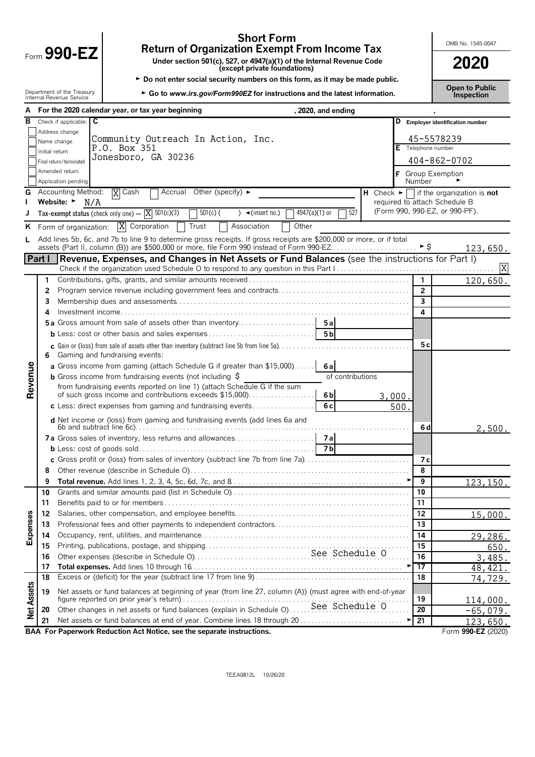# Form 990-EZ

## Short Form
## Return of Organization Exempt From Income Tax

**Under section 501(c), 527, or 4947(a)(1) of the Internal Revenue Code (except private foundations)**

► Do not enter social security numbers on this form, as it may be made public.

► Go to *www.irs.gov/Form990EZ* for instructions and the latest information.

Department of the Treasury Internal Revenue Service

OMB No. 1545-0047

**2020**

**Open to Public Inspection**

**A** For the 2020 calendar year, or tax year beginning , 2020, and ending ,

**B** Check if applicable:
- [ ] Address change
- [ ] Name change
- [ ] Initial return
- [ ] Final return/terminated
- [ ] Amended return
- [ ] Application pending

**C** Community Outreach In Action, Inc.
P.O. Box 351
Jonesboro, GA 30236

**D** Employer identification number: 45-5578239

**E** Telephone number: 404-862-0702

**F** Group Exemption Number ►

**G** Accounting Method: [X] Cash [ ] Accrual Other (specify) ►

**H** Check ► [ ] if the organization is **not** required to attach Schedule B (Form 990, 990-EZ, or 990-PF).

**I** Website: ► N/A

**J** Tax-exempt status (check only one) — [X] 501(c)(3) [ ] 501(c) ( ) ◄(insert no.) [ ] 4947(a)(1) or [ ] 527

**K** Form of organization: [X] Corporation [ ] Trust [ ] Association [ ] Other

**L** Add lines 5b, 6c, and 7b to line 9 to determine gross receipts. If gross receipts are $200,000 or more, or if total assets (Part II, column (B)) are $500,000 or more, file Form 990 instead of Form 990-EZ ► $ 123,650.

## Part I Revenue, Expenses, and Changes in Net Assets or Fund Balances (see the instructions for Part I)

Check if the organization used Schedule O to respond to any question in this Part I [X]

| | Line | Description | | Amount |
|---|---|---|---|---|
| **Revenue** | 1 | Contributions, gifts, grants, and similar amounts received | 1 | 120,650. |
| | 2 | Program service revenue including government fees and contracts | 2 | |
| | 3 | Membership dues and assessments | 3 | |
| | 4 | Investment income | 4 | |
| | 5a | Gross amount from sale of assets other than inventory — 5a | | |
| | b | Less: cost or other basis and sales expenses — 5b | | |
| | c | Gain or (loss) from sale of assets other than inventory (subtract line 5b from line 5a) | 5c | |
| | 6 | Gaming and fundraising events: | | |
| | a | Gross income from gaming (attach Schedule G if greater than $15,000) — 6a | | |
| | b | Gross income from fundraising events (not including $ of contributions from fundraising events reported on line 1) (attach Schedule G if the sum of such gross income and contributions exceeds $15,000) — 6b: 3,000. | | |
| | c | Less: direct expenses from gaming and fundraising events — 6c: 500. | | |
| | d | Net income or (loss) from gaming and fundraising events (add lines 6a and 6b and subtract line 6c) | 6d | 2,500. |
| | 7a | Gross sales of inventory, less returns and allowances — 7a | | |
| | b | Less: cost of goods sold — 7b | | |
| | c | Gross profit or (loss) from sales of inventory (subtract line 7b from line 7a) | 7c | |
| | 8 | Other revenue (describe in Schedule O) | 8 | |
| | 9 | **Total revenue.** Add lines 1, 2, 3, 4, 5c, 6d, 7c, and 8 ► | 9 | 123,150. |
| **Expenses** | 10 | Grants and similar amounts paid (list in Schedule O) | 10 | |
| | 11 | Benefits paid to or for members | 11 | |
| | 12 | Salaries, other compensation, and employee benefits | 12 | 15,000. |
| | 13 | Professional fees and other payments to independent contractors | 13 | |
| | 14 | Occupancy, rent, utilities, and maintenance | 14 | 29,286. |
| | 15 | Printing, publications, postage, and shipping | 15 | 650. |
| | 16 | Other expenses (describe in Schedule O) See Schedule O | 16 | 3,485. |
| | 17 | **Total expenses.** Add lines 10 through 16 ► | 17 | 48,421. |
| **Net Assets** | 18 | Excess or (deficit) for the year (subtract line 17 from line 9) | 18 | 74,729. |
| | 19 | Net assets or fund balances at beginning of year (from line 27, column (A)) (must agree with end-of-year figure reported on prior year's return) | 19 | 114,000. |
| | 20 | Other changes in net assets or fund balances (explain in Schedule O) See Schedule O | 20 | -65,079. |
| | 21 | Net assets or fund balances at end of year. Combine lines 18 through 20 ► | 21 | 123,650. |

**BAA For Paperwork Reduction Act Notice, see the separate instructions.** Form **990-EZ** (2020)

TEEA0812L 10/26/20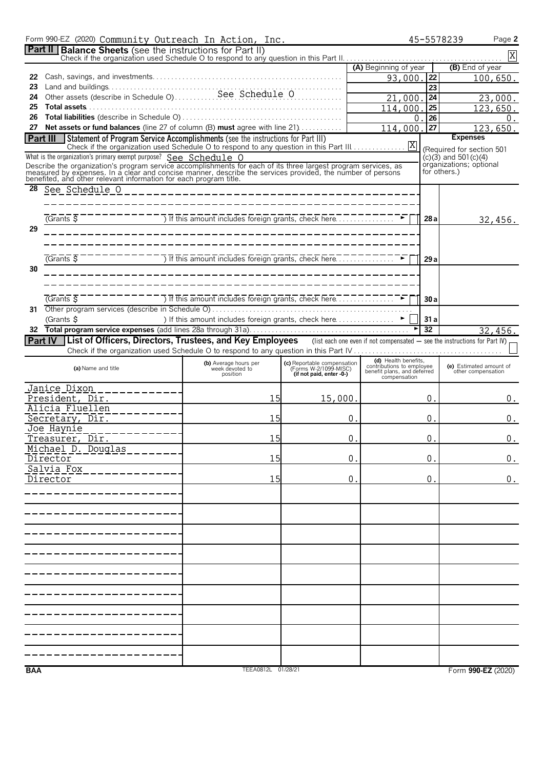Form 990-EZ (2020) Community Outreach In Action, Inc. 45-5578239 Page 2

## Part II Balance Sheets (see the instructions for Part II)

Check if the organization used Schedule O to respond to any question in this Part II. X

| | | (A) Beginning of year | | (B) End of year |
|---|---|---|---|---|
| 22 | Cash, savings, and investments | 93,000. | 22 | 100,650. |
| 23 | Land and buildings | | 23 | |
| 24 | Other assets (describe in Schedule O) See Schedule O | 21,000. | 24 | 23,000. |
| 25 | **Total assets** | 114,000. | 25 | 123,650. |
| 26 | **Total liabilities** (describe in Schedule O) | 0. | 26 | 0. |
| 27 | **Net assets or fund balances** (line 27 of column (B) **must** agree with line 21) | 114,000. | 27 | 123,650. |

## Part III Statement of Program Service Accomplishments (see the instructions for Part III)

Check if the organization used Schedule O to respond to any question in this Part III X

What is the organization's primary exempt purpose? See Schedule O

Describe the organization's program service accomplishments for each of its three largest program services, as measured by expenses. In a clear and concise manner, describe the services provided, the number of persons benefited, and other relevant information for each program title.

| | | | **Expenses** (Required for section 501(c)(3) and 501(c)(4) organizations; optional for others.) |
|---|---|---|---|
| 28 | See Schedule O | | |
| | (Grants $ ) If this amount includes foreign grants, check here | 28a | 32,456. |
| 29 | | | |
| | (Grants $ ) If this amount includes foreign grants, check here | 29a | |
| 30 | | | |
| | (Grants $ ) If this amount includes foreign grants, check here | 30a | |
| 31 | Other program services (describe in Schedule O) | | |
| | (Grants $ ) If this amount includes foreign grants, check here | 31a | |
| 32 | **Total program service expenses** (add lines 28a through 31a) | 32 | 32,456. |

## Part IV List of Officers, Directors, Trustees, and Key Employees (list each one even if not compensated — see the instructions for Part IV)

Check if the organization used Schedule O to respond to any question in this Part IV

| (a) Name and title | (b) Average hours per week devoted to position | (c) Reportable compensation (Forms W-2/1099-MISC) (if not paid, enter -0-) | (d) Health benefits, contributions to employee benefit plans, and deferred compensation | (e) Estimated amount of other compensation |
|---|---|---|---|---|
| Janice Dixon<br>President, Dir. | 15 | 15,000. | 0. | 0. |
| Alicia Fluellen<br>Secretary, Dir. | 15 | 0. | 0. | 0. |
| Joe Haynie<br>Treasurer, Dir. | 15 | 0. | 0. | 0. |
| Michael D. Douglas<br>Director | 15 | 0. | 0. | 0. |
| Salvia Fox<br>Director | 15 | 0. | 0. | 0. |

BAA TEEA0812L 01/28/21 Form **990-EZ** (2020)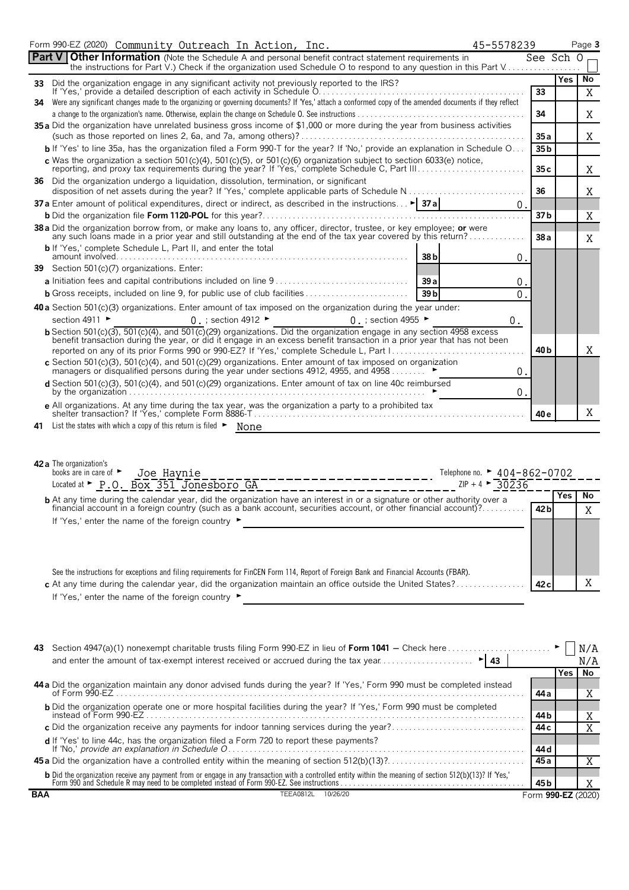Form 990-EZ (2020) Community Outreach In Action, Inc. 45-5578239 Page 3

**Part V** **Other Information** (Note the Schedule A and personal benefit contract statement requirements in the instructions for Part V.) Check if the organization used Schedule O to respond to any question in this Part V. See Sch O ☐

| | | | Yes | No |
|---|---|---|---|---|
| **33** | Did the organization engage in any significant activity not previously reported to the IRS? If 'Yes,' provide a detailed description of each activity in Schedule O | 33 | | X |
| **34** | Were any significant changes made to the organizing or governing documents? If 'Yes,' attach a conformed copy of the amended documents if they reflect a change to the organization's name. Otherwise, explain the change on Schedule O. See instructions | 34 | | X |
| **35a** | Did the organization have unrelated business gross income of $1,000 or more during the year from business activities (such as those reported on lines 2, 6a, and 7a, among others)? | 35a | | X |
| **b** | If 'Yes' to line 35a, has the organization filed a Form 990-T for the year? If 'No,' provide an explanation in Schedule O | 35b | | |
| **c** | Was the organization a section 501(c)(4), 501(c)(5), or 501(c)(6) organization subject to section 6033(e) notice, reporting, and proxy tax requirements during the year? If 'Yes,' complete Schedule C, Part III | 35c | | X |
| **36** | Did the organization undergo a liquidation, dissolution, termination, or significant disposition of net assets during the year? If 'Yes,' complete applicable parts of Schedule N | 36 | | X |
| **37a** | Enter amount of political expenditures, direct or indirect, as described in the instructions ► 37a 0. | | | |
| **b** | Did the organization file **Form 1120-POL** for this year? | 37b | | X |
| **38a** | Did the organization borrow from, or make any loans to, any officer, director, trustee, or key employee; **or** were any such loans made in a prior year and still outstanding at the end of the tax year covered by this return? | 38a | | X |
| **b** | If 'Yes,' complete Schedule L, Part II, and enter the total amount involved 38b 0. | | | |
| **39** | Section 501(c)(7) organizations. Enter: | | | |
| **a** | Initiation fees and capital contributions included on line 9 39a 0. | | | |
| **b** | Gross receipts, included on line 9, for public use of club facilities 39b 0. | | | |
| **40a** | Section 501(c)(3) organizations. Enter amount of tax imposed on the organization during the year under: section 4911 ► 0. ; section 4912 ► 0. ; section 4955 ► 0. | | | |
| **b** | Section 501(c)(3), 501(c)(4), and 501(c)(29) organizations. Did the organization engage in any section 4958 excess benefit transaction during the year, or did it engage in an excess benefit transaction in a prior year that has not been reported on any of its prior Forms 990 or 990-EZ? If 'Yes,' complete Schedule L, Part I | 40b | | X |
| **c** | Section 501(c)(3), 501(c)(4), and 501(c)(29) organizations. Enter amount of tax imposed on organization managers or disqualified persons during the year under sections 4912, 4955, and 4958 ► 0. | | | |
| **d** | Section 501(c)(3), 501(c)(4), and 501(c)(29) organizations. Enter amount of tax on line 40c reimbursed by the organization ► 0. | | | |
| **e** | All organizations. At any time during the tax year, was the organization a party to a prohibited tax shelter transaction? If 'Yes,' complete Form 8886-T | 40e | | X |

**41** List the states with which a copy of this return is filed ► None

**42a** The organization's books are in care of ► Joe Haynie Telephone no. ► 404-862-0702
Located at ► P.O. Box 351 Jonesboro GA ZIP + 4 ► 30236

| | | | Yes | No |
|---|---|---|---|---|
| **b** | At any time during the calendar year, did the organization have an interest in or a signature or other authority over a financial account in a foreign country (such as a bank account, securities account, or other financial account)? If 'Yes,' enter the name of the foreign country ► See the instructions for exceptions and filing requirements for FinCEN Form 114, Report of Foreign Bank and Financial Accounts (FBAR). | 42b | | X |
| **c** | At any time during the calendar year, did the organization maintain an office outside the United States? If 'Yes,' enter the name of the foreign country ► | 42c | | X |

**43** Section 4947(a)(1) nonexempt charitable trusts filing Form 990-EZ in lieu of **Form 1041** – Check here ► ☐ N/A
and enter the amount of tax-exempt interest received or accrued during the tax year ► 43 N/A

| | | | Yes | No |
|---|---|---|---|---|
| **44a** | Did the organization maintain any donor advised funds during the year? If 'Yes,' Form 990 must be completed instead of Form 990-EZ | 44a | | X |
| **b** | Did the organization operate one or more hospital facilities during the year? If 'Yes,' Form 990 must be completed instead of Form 990-EZ | 44b | | X |
| **c** | Did the organization receive any payments for indoor tanning services during the year? | 44c | | X |
| **d** | If 'Yes' to line 44c, has the organization filed a Form 720 to report these payments? If 'No,' *provide an explanation in Schedule O* | 44d | | |
| **45a** | Did the organization have a controlled entity within the meaning of section 512(b)(13)? | 45a | | X |
| **b** | Did the organization receive any payment from or engage in any transaction with a controlled entity within the meaning of section 512(b)(13)? If 'Yes,' Form 990 and Schedule R may need to be completed instead of Form 990-EZ. See instructions | 45b | | X |

BAA TEEA0812L 10/26/20 Form **990-EZ** (2020)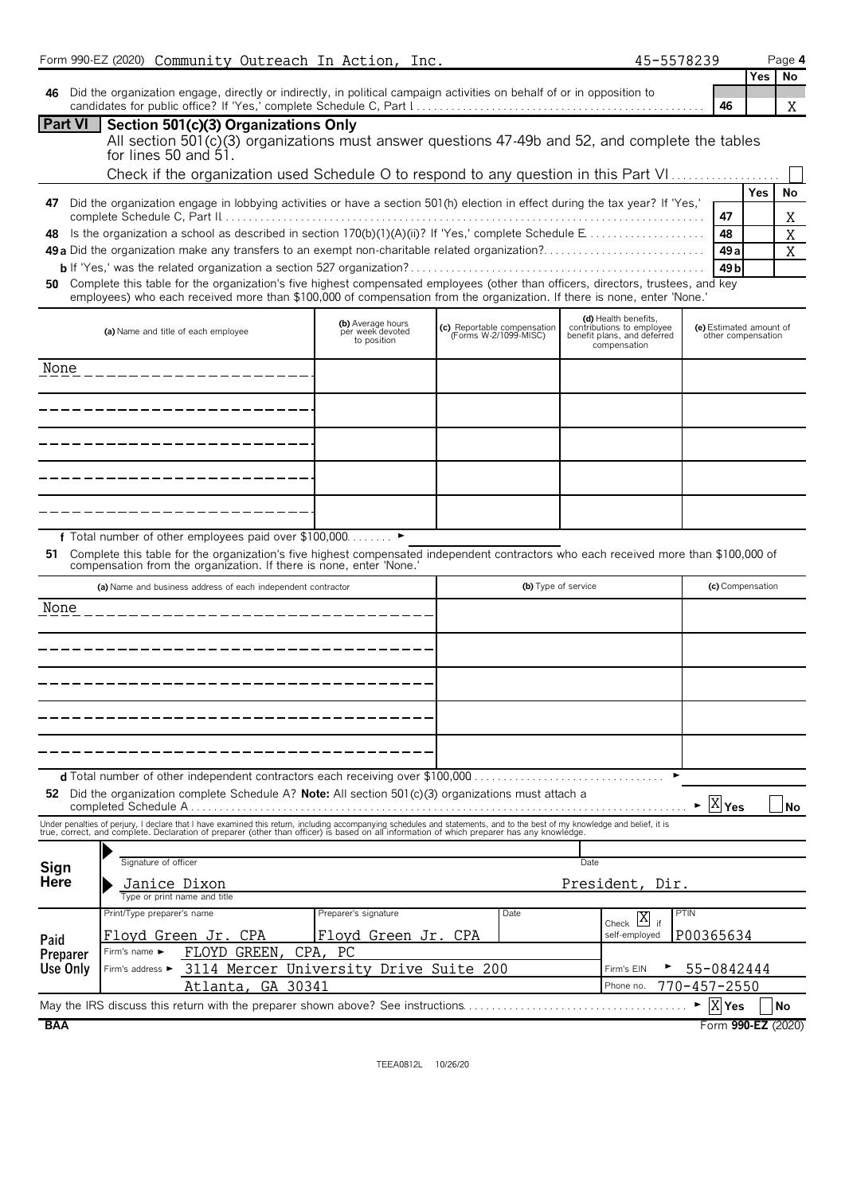Form 990-EZ (2020) Community Outreach In Action, Inc. 45-5578239

| | | Yes | No |
|---|---|---|---|
| **46** Did the organization engage, directly or indirectly, in political campaign activities on behalf of or in opposition to candidates for public office? If 'Yes,' complete Schedule C, Part I | 46 | | X |

## Part VI Section 501(c)(3) Organizations Only

All section 501(c)(3) organizations must answer questions 47-49b and 52, and complete the tables for lines 50 and 51.

Check if the organization used Schedule O to respond to any question in this Part VI [ ]

| | | Yes | No |
|---|---|---|---|
| **47** Did the organization engage in lobbying activities or have a section 501(h) election in effect during the tax year? If 'Yes,' complete Schedule C, Part II | 47 | | X |
| **48** Is the organization a school as described in section 170(b)(1)(A)(ii)? If 'Yes,' complete Schedule E | 48 | | X |
| **49a** Did the organization make any transfers to an exempt non-charitable related organization? | 49a | | X |
| **b** If 'Yes,' was the related organization a section 527 organization? | 49b | | |

**50** Complete this table for the organization's five highest compensated employees (other than officers, directors, trustees, and key employees) who each received more than $100,000 of compensation from the organization. If there is none, enter 'None.'

| (a) Name and title of each employee | (b) Average hours per week devoted to position | (c) Reportable compensation (Forms W-2/1099-MISC) | (d) Health benefits, contributions to employee benefit plans, and deferred compensation | (e) Estimated amount of other compensation |
|---|---|---|---|---|
| None | | | | |
| | | | | |
| | | | | |
| | | | | |
| | | | | |

**f** Total number of other employees paid over $100,000 ►

**51** Complete this table for the organization's five highest compensated independent contractors who each received more than $100,000 of compensation from the organization. If there is none, enter 'None.'

| (a) Name and business address of each independent contractor | (b) Type of service | (c) Compensation |
|---|---|---|
| None | | |
| | | |
| | | |
| | | |
| | | |

**d** Total number of other independent contractors each receiving over $100,000 ►

**52** Did the organization complete Schedule A? **Note:** All section 501(c)(3) organizations must attach a completed Schedule A ► [X] Yes [ ] No

Under penalties of perjury, I declare that I have examined this return, including accompanying schedules and statements, and to the best of my knowledge and belief, it is true, correct, and complete. Declaration of preparer (other than officer) is based on all information of which preparer has any knowledge.

**Sign Here**

Signature of officer | Date

Janice Dixon | President, Dir.

Type or print name and title

**Paid Preparer Use Only**

| Print/Type preparer's name | Preparer's signature | Date | Check [X] if self-employed | PTIN |
|---|---|---|---|---|
| Floyd Green Jr. CPA | Floyd Green Jr. CPA | | | P00365634 |

Firm's name ► FLOYD GREEN, CPA, PC

Firm's address ► 3114 Mercer University Drive Suite 200, Atlanta, GA 30341

Firm's EIN ► 55-0842444

Phone no. 770-457-2550

May the IRS discuss this return with the preparer shown above? See instructions ► [X] Yes [ ] No

BAA Form **990-EZ** (2020)

TEEA0812L 10/26/20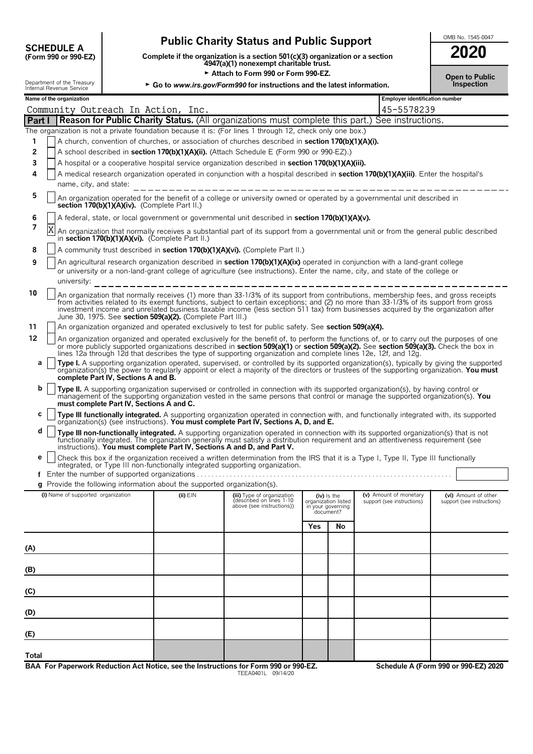**SCHEDULE A (Form 990 or 990-EZ)**

Department of the Treasury Internal Revenue Service

# Public Charity Status and Public Support

**Complete if the organization is a section 501(c)(3) organization or a section 4947(a)(1) nonexempt charitable trust.**

► **Attach to Form 990 or Form 990-EZ.**

► **Go to *www.irs.gov/Form990* for instructions and the latest information.**

OMB No. 1545-0047

**2020**

**Open to Public Inspection**

**Name of the organization:** Community Outreach In Action, Inc.

**Employer identification number:** 45-5578239

## Part I — Reason for Public Charity Status. (All organizations must complete this part.) See instructions.

The organization is not a private foundation because it is: (For lines 1 through 12, check only one box.)

1. [ ] A church, convention of churches, or association of churches described in **section 170(b)(1)(A)(i).**
2. [ ] A school described in **section 170(b)(1)(A)(ii).** (Attach Schedule E (Form 990 or 990-EZ).)
3. [ ] A hospital or a cooperative hospital service organization described in **section 170(b)(1)(A)(iii).**
4. [ ] A medical research organization operated in conjunction with a hospital described in **section 170(b)(1)(A)(iii)**. Enter the hospital's name, city, and state: ______
5. [ ] An organization operated for the benefit of a college or university owned or operated by a governmental unit described in **section 170(b)(1)(A)(iv).** (Complete Part II.)
6. [ ] A federal, state, or local government or governmental unit described in **section 170(b)(1)(A)(v).**
7. [X] An organization that normally receives a substantial part of its support from a governmental unit or from the general public described in **section 170(b)(1)(A)(vi).** (Complete Part II.)
8. [ ] A community trust described in **section 170(b)(1)(A)(vi).** (Complete Part II.)
9. [ ] An agricultural research organization described in **section 170(b)(1)(A)(ix)** operated in conjunction with a land-grant college or university or a non-land-grant college of agriculture (see instructions). Enter the name, city, and state of the college or university: ______
10. [ ] An organization that normally receives (1) more than 33-1/3% of its support from contributions, membership fees, and gross receipts from activities related to its exempt functions, subject to certain exceptions; and (2) no more than 33-1/3% of its support from gross investment income and unrelated business taxable income (less section 511 tax) from businesses acquired by the organization after June 30, 1975. See **section 509(a)(2).** (Complete Part III.)
11. [ ] An organization organized and operated exclusively to test for public safety. See **section 509(a)(4).**
12. [ ] An organization organized and operated exclusively for the benefit of, to perform the functions of, or to carry out the purposes of one or more publicly supported organizations described in **section 509(a)(1)** or **section 509(a)(2).** See **section 509(a)(3).** Check the box in lines 12a through 12d that describes the type of supporting organization and complete lines 12e, 12f, and 12g.
   - **a** [ ] **Type I.** A supporting organization operated, supervised, or controlled by its supported organization(s), typically by giving the supported organization(s) the power to regularly appoint or elect a majority of the directors or trustees of the supporting organization. **You must complete Part IV, Sections A and B.**
   - **b** [ ] **Type II.** A supporting organization supervised or controlled in connection with its supported organization(s), by having control or management of the supporting organization vested in the same persons that control or manage the supported organization(s). **You must complete Part IV, Sections A and C.**
   - **c** [ ] **Type III functionally integrated.** A supporting organization operated in connection with, and functionally integrated with, its supported organization(s) (see instructions). **You must complete Part IV, Sections A, D, and E.**
   - **d** [ ] **Type III non-functionally integrated.** A supporting organization operated in connection with its supported organization(s) that is not functionally integrated. The organization generally must satisfy a distribution requirement and an attentiveness requirement (see instructions). **You must complete Part IV, Sections A and D, and Part V.**
   - **e** [ ] Check this box if the organization received a written determination from the IRS that it is a Type I, Type II, Type III functionally integrated, or Type III non-functionally integrated supporting organization.
   - **f** Enter the number of supported organizations ______
   - **g** Provide the following information about the supported organization(s).

| (i) Name of supported organization | (ii) EIN | (iii) Type of organization (described on lines 1-10 above (see instructions)) | (iv) Is the organization listed in your governing document? Yes | No | (v) Amount of monetary support (see instructions) | (vi) Amount of other support (see instructions) |
|---|---|---|---|---|---|---|
| (A) | | | | | | |
| (B) | | | | | | |
| (C) | | | | | | |
| (D) | | | | | | |
| (E) | | | | | | |
| Total | | | | | | |

**BAA For Paperwork Reduction Act Notice, see the Instructions for Form 990 or 990-EZ.** TEEA0401L 09/14/20 **Schedule A (Form 990 or 990-EZ) 2020**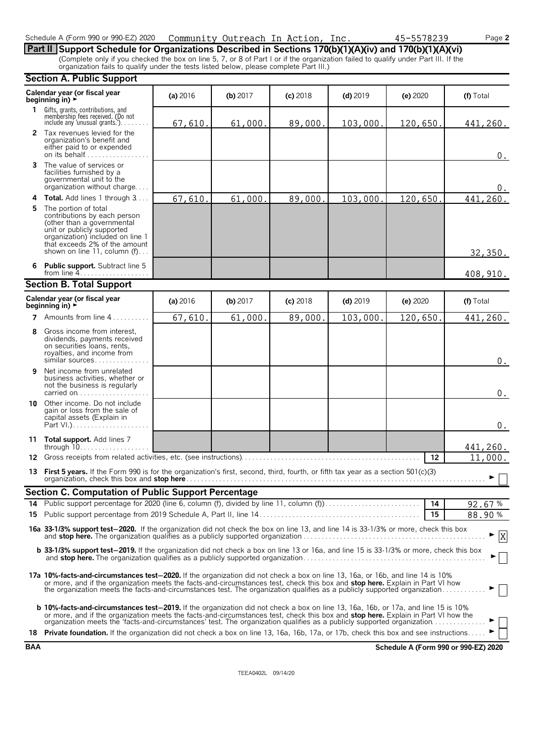Schedule A (Form 990 or 990-EZ) 2020 Community Outreach In Action, Inc. 45-5578239 Page **2**

## Part II Support Schedule for Organizations Described in Sections 170(b)(1)(A)(iv) and 170(b)(1)(A)(vi)

(Complete only if you checked the box on line 5, 7, or 8 of Part I or if the organization failed to qualify under Part III. If the organization fails to qualify under the tests listed below, please complete Part III.)

### Section A. Public Support

| Calendar year (or fiscal year beginning in) ► | (a) 2016 | (b) 2017 | (c) 2018 | (d) 2019 | (e) 2020 | (f) Total |
|---|---|---|---|---|---|---|
| **1** Gifts, grants, contributions, and membership fees received. (Do not include any 'unusual grants.') | 67,610. | 61,000. | 89,000. | 103,000. | 120,650. | 441,260. |
| **2** Tax revenues levied for the organization's benefit and either paid to or expended on its behalf | | | | | | 0. |
| **3** The value of services or facilities furnished by a governmental unit to the organization without charge | | | | | | 0. |
| **4 Total.** Add lines 1 through 3 | 67,610. | 61,000. | 89,000. | 103,000. | 120,650. | 441,260. |
| **5** The portion of total contributions by each person (other than a governmental unit or publicly supported organization) included on line 1 that exceeds 2% of the amount shown on line 11, column (f) | | | | | | 32,350. |
| **6 Public support.** Subtract line 5 from line 4 | | | | | | 408,910. |

### Section B. Total Support

| Calendar year (or fiscal year beginning in) ► | (a) 2016 | (b) 2017 | (c) 2018 | (d) 2019 | (e) 2020 | (f) Total |
|---|---|---|---|---|---|---|
| **7** Amounts from line 4 | 67,610. | 61,000. | 89,000. | 103,000. | 120,650. | 441,260. |
| **8** Gross income from interest, dividends, payments received on securities loans, rents, royalties, and income from similar sources | | | | | | 0. |
| **9** Net income from unrelated business activities, whether or not the business is regularly carried on | | | | | | 0. |
| **10** Other income. Do not include gain or loss from the sale of capital assets (Explain in Part VI.) | | | | | | 0. |
| **11 Total support.** Add lines 7 through 10 | | | | | | 441,260. |

**12** Gross receipts from related activities, etc. (see instructions) — **12** — 11,000.

**13 First 5 years.** If the Form 990 is for the organization's first, second, third, fourth, or fifth tax year as a section 501(c)(3) organization, check this box and **stop here** ► [ ]

### Section C. Computation of Public Support Percentage

**14** Public support percentage for 2020 (line 6, column (f), divided by line 11, column (f)) — **14** — 92.67 %

**15** Public support percentage from 2019 Schedule A, Part II, line 14 — **15** — 88.90 %

**16a 33-1/3% support test–2020.** If the organization did not check the box on line 13, and line 14 is 33-1/3% or more, check this box and **stop here.** The organization qualifies as a publicly supported organization ► [X]

**b 33-1/3% support test–2019.** If the organization did not check a box on line 13 or 16a, and line 15 is 33-1/3% or more, check this box and **stop here.** The organization qualifies as a publicly supported organization ► [ ]

**17a 10%-facts-and-circumstances test–2020.** If the organization did not check a box on line 13, 16a, or 16b, and line 14 is 10% or more, and if the organization meets the facts-and-circumstances test, check this box and **stop here.** Explain in Part VI how the organization meets the facts-and-circumstances test. The organization qualifies as a publicly supported organization ► [ ]

**b 10%-facts-and-circumstances test–2019.** If the organization did not check a box on line 13, 16a, 16b, or 17a, and line 15 is 10% or more, and if the organization meets the facts-and-circumstances test, check this box and **stop here.** Explain in Part VI how the organization meets the 'facts-and-circumstances' test. The organization qualifies as a publicly supported organization ► [ ]

**18 Private foundation.** If the organization did not check a box on line 13, 16a, 16b, 17a, or 17b, check this box and see instructions ► [ ]

**BAA** **Schedule A (Form 990 or 990-EZ) 2020**

TEEA0402L 09/14/20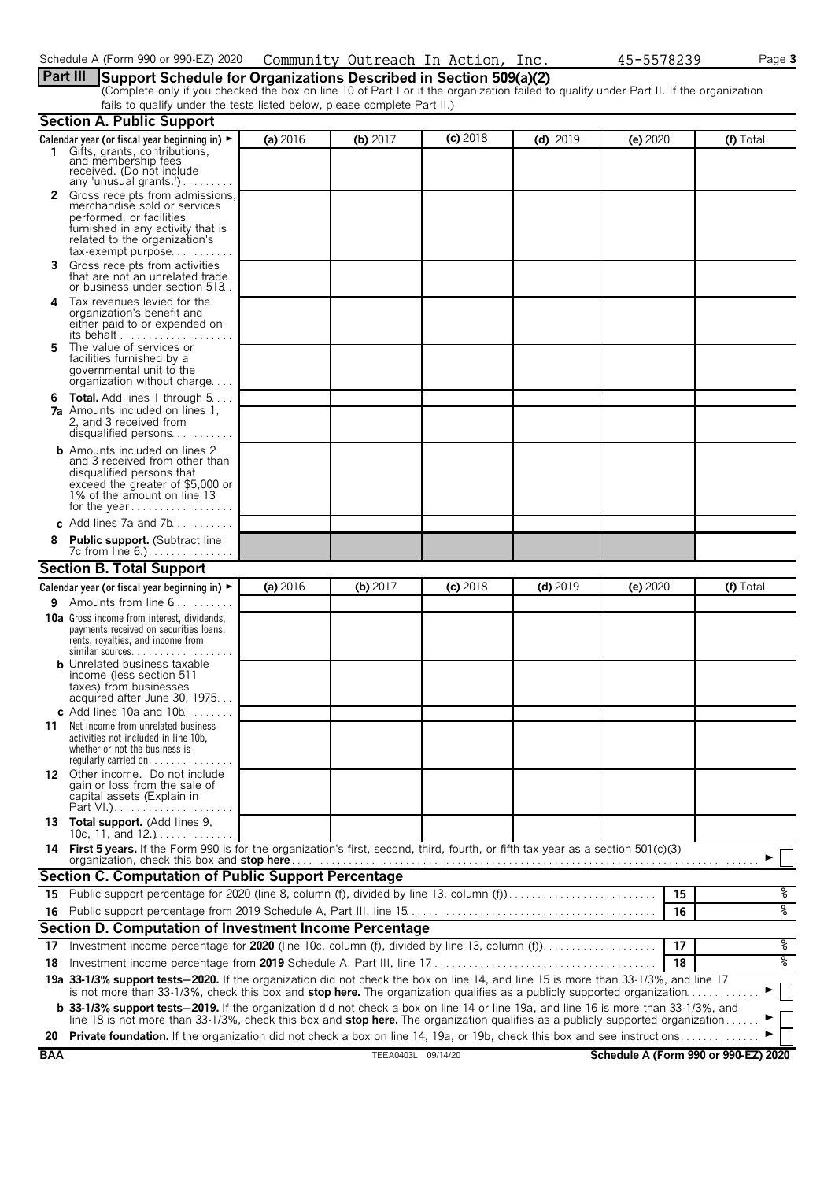Schedule A (Form 990 or 990-EZ) 2020 Community Outreach In Action, Inc. 45-5578239

## Part III Support Schedule for Organizations Described in Section 509(a)(2)

(Complete only if you checked the box on line 10 of Part I or if the organization failed to qualify under Part II. If the organization fails to qualify under the tests listed below, please complete Part II.)

### Section A. Public Support

| Calendar year (or fiscal year beginning in) ► | (a) 2016 | (b) 2017 | (c) 2018 | (d) 2019 | (e) 2020 | (f) Total |
|---|---|---|---|---|---|---|
| **1** Gifts, grants, contributions, and membership fees received. (Do not include any 'unusual grants.') | | | | | | |
| **2** Gross receipts from admissions, merchandise sold or services performed, or facilities furnished in any activity that is related to the organization's tax-exempt purpose | | | | | | |
| **3** Gross receipts from activities that are not an unrelated trade or business under section 513 | | | | | | |
| **4** Tax revenues levied for the organization's benefit and either paid to or expended on its behalf | | | | | | |
| **5** The value of services or facilities furnished by a governmental unit to the organization without charge | | | | | | |
| **6 Total.** Add lines 1 through 5 | | | | | | |
| **7a** Amounts included on lines 1, 2, and 3 received from disqualified persons | | | | | | |
| **b** Amounts included on lines 2 and 3 received from other than disqualified persons that exceed the greater of $5,000 or 1% of the amount on line 13 for the year | | | | | | |
| **c** Add lines 7a and 7b | | | | | | |
| **8 Public support.** (Subtract line 7c from line 6.) | | | | | | |

### Section B. Total Support

| Calendar year (or fiscal year beginning in) ► | (a) 2016 | (b) 2017 | (c) 2018 | (d) 2019 | (e) 2020 | (f) Total |
|---|---|---|---|---|---|---|
| **9** Amounts from line 6 | | | | | | |
| **10a** Gross income from interest, dividends, payments received on securities loans, rents, royalties, and income from similar sources | | | | | | |
| **b** Unrelated business taxable income (less section 511 taxes) from businesses acquired after June 30, 1975 | | | | | | |
| **c** Add lines 10a and 10b | | | | | | |
| **11** Net income from unrelated business activities not included in line 10b, whether or not the business is regularly carried on | | | | | | |
| **12** Other income. Do not include gain or loss from the sale of capital assets (Explain in Part VI.) | | | | | | |
| **13 Total support.** (Add lines 9, 10c, 11, and 12.) | | | | | | |

**14 First 5 years.** If the Form 990 is for the organization's first, second, third, fourth, or fifth tax year as a section 501(c)(3) organization, check this box and **stop here** ► ☐

### Section C. Computation of Public Support Percentage

| | | | |
|---|---|---|---|
| **15** | Public support percentage for 2020 (line 8, column (f), divided by line 13, column (f)) | 15 | % |
| **16** | Public support percentage from 2019 Schedule A, Part III, line 15 | 16 | % |

### Section D. Computation of Investment Income Percentage

| | | | |
|---|---|---|---|
| **17** | Investment income percentage for **2020** (line 10c, column (f), divided by line 13, column (f)) | 17 | % |
| **18** | Investment income percentage from **2019** Schedule A, Part III, line 17 | 18 | % |

**19a 33-1/3% support tests—2020.** If the organization did not check the box on line 14, and line 15 is more than 33-1/3%, and line 17 is not more than 33-1/3%, check this box and **stop here.** The organization qualifies as a publicly supported organization ► ☐

**b 33-1/3% support tests—2019.** If the organization did not check a box on line 14 or line 19a, and line 16 is more than 33-1/3%, and line 18 is not more than 33-1/3%, check this box and **stop here.** The organization qualifies as a publicly supported organization ► ☐

**20 Private foundation.** If the organization did not check a box on line 14, 19a, or 19b, check this box and see instructions ► ☐

BAA TEEA0403L 09/14/20 Schedule A (Form 990 or 990-EZ) 2020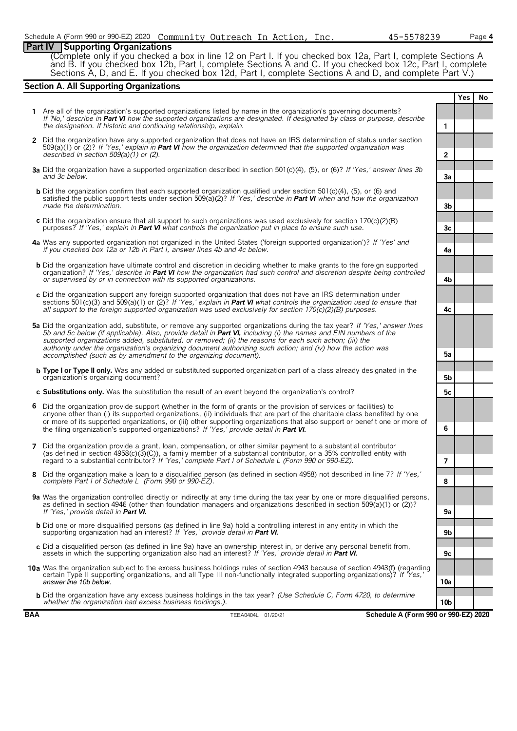Schedule A (Form 990 or 990-EZ) 2020 Community Outreach In Action, Inc. 45-5578239

## Part IV Supporting Organizations

(Complete only if you checked a box in line 12 on Part I. If you checked box 12a, Part I, complete Sections A and B. If you checked box 12b, Part I, complete Sections A and C. If you checked box 12c, Part I, complete Sections A, D, and E. If you checked box 12d, Part I, complete Sections A and D, and complete Part V.)

### Section A. All Supporting Organizations

| | | Yes | No |
|---|---|---|---|
| **1** Are all of the organization's supported organizations listed by name in the organization's governing documents? *If 'No,' describe in **Part VI** how the supported organizations are designated. If designated by class or purpose, describe the designation. If historic and continuing relationship, explain.* | 1 | | |
| **2** Did the organization have any supported organization that does not have an IRS determination of status under section 509(a)(1) or (2)? *If 'Yes,' explain in **Part VI** how the organization determined that the supported organization was described in section 509(a)(1) or (2).* | 2 | | |
| **3a** Did the organization have a supported organization described in section 501(c)(4), (5), or (6)? *If 'Yes,' answer lines 3b and 3c below.* | 3a | | |
| **b** Did the organization confirm that each supported organization qualified under section 501(c)(4), (5), or (6) and satisfied the public support tests under section 509(a)(2)? *If 'Yes,' describe in **Part VI** when and how the organization made the determination.* | 3b | | |
| **c** Did the organization ensure that all support to such organizations was used exclusively for section 170(c)(2)(B) purposes? *If 'Yes,' explain in **Part VI** what controls the organization put in place to ensure such use.* | 3c | | |
| **4a** Was any supported organization not organized in the United States ('foreign supported organization')? *If 'Yes' and if you checked box 12a or 12b in Part I, answer lines 4b and 4c below.* | 4a | | |
| **b** Did the organization have ultimate control and discretion in deciding whether to make grants to the foreign supported organization? *If 'Yes,' describe in **Part VI** how the organization had such control and discretion despite being controlled or supervised by or in connection with its supported organizations.* | 4b | | |
| **c** Did the organization support any foreign supported organization that does not have an IRS determination under sections 501(c)(3) and 509(a)(1) or (2)? *If 'Yes,' explain in **Part VI** what controls the organization used to ensure that all support to the foreign supported organization was used exclusively for section 170(c)(2)(B) purposes.* | 4c | | |
| **5a** Did the organization add, substitute, or remove any supported organizations during the tax year? *If 'Yes,' answer lines 5b and 5c below (if applicable). Also, provide detail in **Part VI,** including (i) the names and EIN numbers of the supported organizations added, substituted, or removed; (ii) the reasons for each such action; (iii) the authority under the organization's organizing document authorizing such action; and (iv) how the action was accomplished (such as by amendment to the organizing document).* | 5a | | |
| **b Type I or Type II only.** Was any added or substituted supported organization part of a class already designated in the organization's organizing document? | 5b | | |
| **c Substitutions only.** Was the substitution the result of an event beyond the organization's control? | 5c | | |
| **6** Did the organization provide support (whether in the form of grants or the provision of services or facilities) to anyone other than (i) its supported organizations, (ii) individuals that are part of the charitable class benefited by one or more of its supported organizations, or (iii) other supporting organizations that also support or benefit one or more of the filing organization's supported organizations? *If 'Yes,' provide detail in **Part VI.*** | 6 | | |
| **7** Did the organization provide a grant, loan, compensation, or other similar payment to a substantial contributor (as defined in section 4958(c)(3)(C)), a family member of a substantial contributor, or a 35% controlled entity with regard to a substantial contributor? *If 'Yes,' complete Part I of Schedule L (Form 990 or 990-EZ).* | 7 | | |
| **8** Did the organization make a loan to a disqualified person (as defined in section 4958) not described in line 7? *If 'Yes,' complete Part I of Schedule L (Form 990 or 990-EZ).* | 8 | | |
| **9a** Was the organization controlled directly or indirectly at any time during the tax year by one or more disqualified persons, as defined in section 4946 (other than foundation managers and organizations described in section 509(a)(1) or (2))? *If 'Yes,' provide detail in **Part VI.*** | 9a | | |
| **b** Did one or more disqualified persons (as defined in line 9a) hold a controlling interest in any entity in which the supporting organization had an interest? *If 'Yes,' provide detail in **Part VI.*** | 9b | | |
| **c** Did a disqualified person (as defined in line 9a) have an ownership interest in, or derive any personal benefit from, assets in which the supporting organization also had an interest? *If 'Yes,' provide detail in **Part VI.*** | 9c | | |
| **10a** Was the organization subject to the excess business holdings rules of section 4943 because of section 4943(f) (regarding certain Type II supporting organizations, and all Type III non-functionally integrated supporting organizations)? *If 'Yes,' answer line 10b below.* | 10a | | |
| **b** Did the organization have any excess business holdings in the tax year? *(Use Schedule C, Form 4720, to determine whether the organization had excess business holdings.).* | 10b | | |

BAA TEEA0404L 01/20/21 **Schedule A (Form 990 or 990-EZ) 2020**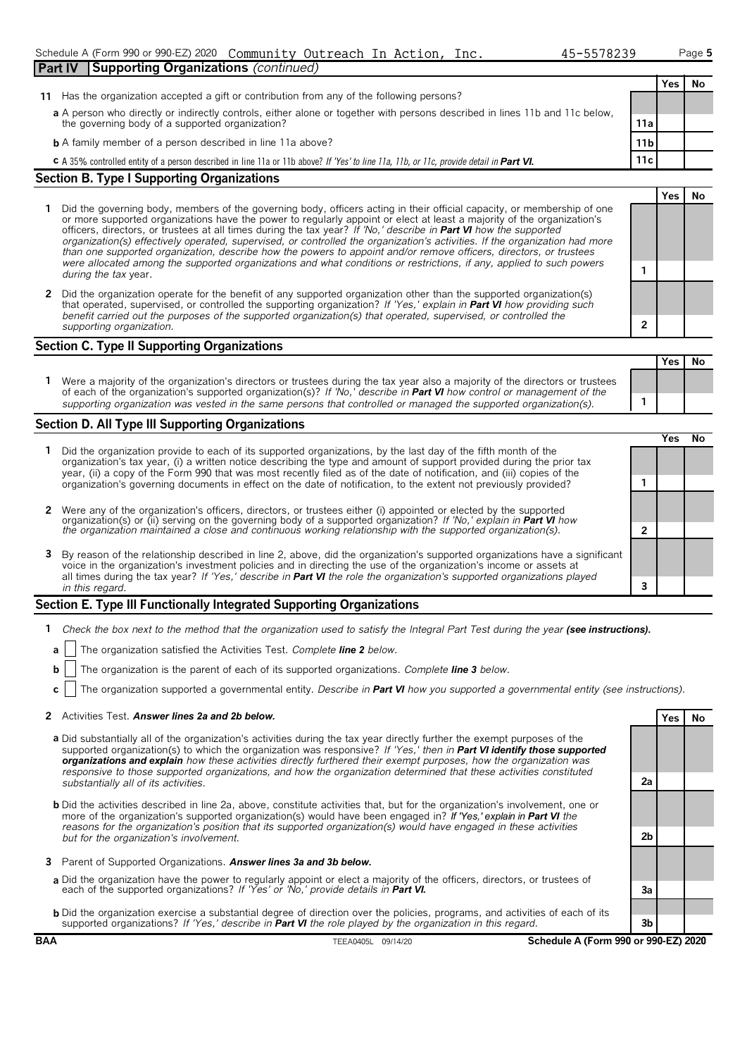Schedule A (Form 990 or 990-EZ) 2020 Community Outreach In Action, Inc. 45-5578239 Page 5

**Part IV Supporting Organizations** *(continued)*

| | | | Yes | No |
|---|---|---|---|---|
| **11** | Has the organization accepted a gift or contribution from any of the following persons? | | | |
| **a** | A person who directly or indirectly controls, either alone or together with persons described in lines 11b and 11c below, the governing body of a supported organization? | 11a | | |
| **b** | A family member of a person described in line 11a above? | 11b | | |
| **c** | A 35% controlled entity of a person described in line 11a or 11b above? *If 'Yes' to line 11a, 11b, or 11c, provide detail in* ***Part VI.*** | 11c | | |

## Section B. Type I Supporting Organizations

| | | | Yes | No |
|---|---|---|---|---|
| **1** | Did the governing body, members of the governing body, officers acting in their official capacity, or membership of one or more supported organizations have the power to regularly appoint or elect at least a majority of the organization's officers, directors, or trustees at all times during the tax year? *If 'No,' describe in* ***Part VI*** *how the supported organization(s) effectively operated, supervised, or controlled the organization's activities. If the organization had more than one supported organization, describe how the powers to appoint and/or remove officers, directors, or trustees were allocated among the supported organizations and what conditions or restrictions, if any, applied to such powers during the tax year.* | 1 | | |
| **2** | Did the organization operate for the benefit of any supported organization other than the supported organization(s) that operated, supervised, or controlled the supporting organization? *If 'Yes,' explain in* ***Part VI*** *how providing such benefit carried out the purposes of the supported organization(s) that operated, supervised, or controlled the supporting organization.* | 2 | | |

## Section C. Type II Supporting Organizations

| | | | Yes | No |
|---|---|---|---|---|
| **1** | Were a majority of the organization's directors or trustees during the tax year also a majority of the directors or trustees of each of the organization's supported organization(s)? *If 'No,' describe in* ***Part VI*** *how control or management of the supporting organization was vested in the same persons that controlled or managed the supported organization(s).* | 1 | | |

## Section D. All Type III Supporting Organizations

| | | | Yes | No |
|---|---|---|---|---|
| **1** | Did the organization provide to each of its supported organizations, by the last day of the fifth month of the organization's tax year, (i) a written notice describing the type and amount of support provided during the prior tax year, (ii) a copy of the Form 990 that was most recently filed as of the date of notification, and (iii) copies of the organization's governing documents in effect on the date of notification, to the extent not previously provided? | 1 | | |
| **2** | Were any of the organization's officers, directors, or trustees either (i) appointed or elected by the supported organization(s) or (ii) serving on the governing body of a supported organization? *If 'No,' explain in* ***Part VI*** *how the organization maintained a close and continuous working relationship with the supported organization(s).* | 2 | | |
| **3** | By reason of the relationship described in line 2, above, did the organization's supported organizations have a significant voice in the organization's investment policies and in directing the use of the organization's income or assets at all times during the tax year? *If 'Yes,' describe in* ***Part VI*** *the role the organization's supported organizations played in this regard.* | 3 | | |

## Section E. Type III Functionally Integrated Supporting Organizations

**1** *Check the box next to the method that the organization used to satisfy the Integral Part Test during the year* ***(see instructions).***

**a** ☐ The organization satisfied the Activities Test. *Complete* ***line 2*** *below.*

**b** ☐ The organization is the parent of each of its supported organizations. *Complete* ***line 3*** *below.*

**c** ☐ The organization supported a governmental entity. *Describe in* ***Part VI*** *how you supported a governmental entity (see instructions).*

| | | | Yes | No |
|---|---|---|---|---|
| **2** | Activities Test. ***Answer lines 2a and 2b below.*** | | | |
| **a** | Did substantially all of the organization's activities during the tax year directly further the exempt purposes of the supported organization(s) to which the organization was responsive? *If 'Yes,' then in* ***Part VI identify those supported organizations and explain*** *how these activities directly furthered their exempt purposes, how the organization was responsive to those supported organizations, and how the organization determined that these activities constituted substantially all of its activities.* | 2a | | |
| **b** | Did the activities described in line 2a, above, constitute activities that, but for the organization's involvement, one or more of the organization's supported organization(s) would have been engaged in? *If 'Yes,' explain in* ***Part VI*** *the reasons for the organization's position that its supported organization(s) would have engaged in these activities but for the organization's involvement.* | 2b | | |
| **3** | Parent of Supported Organizations. ***Answer lines 3a and 3b below.*** | | | |
| **a** | Did the organization have the power to regularly appoint or elect a majority of the officers, directors, or trustees of each of the supported organizations? *If 'Yes' or 'No,' provide details in* ***Part VI.*** | 3a | | |
| **b** | Did the organization exercise a substantial degree of direction over the policies, programs, and activities of each of its supported organizations? *If 'Yes,' describe in* ***Part VI*** *the role played by the organization in this regard.* | 3b | | |

**BAA** TEEA0405L 09/14/20 **Schedule A (Form 990 or 990-EZ) 2020**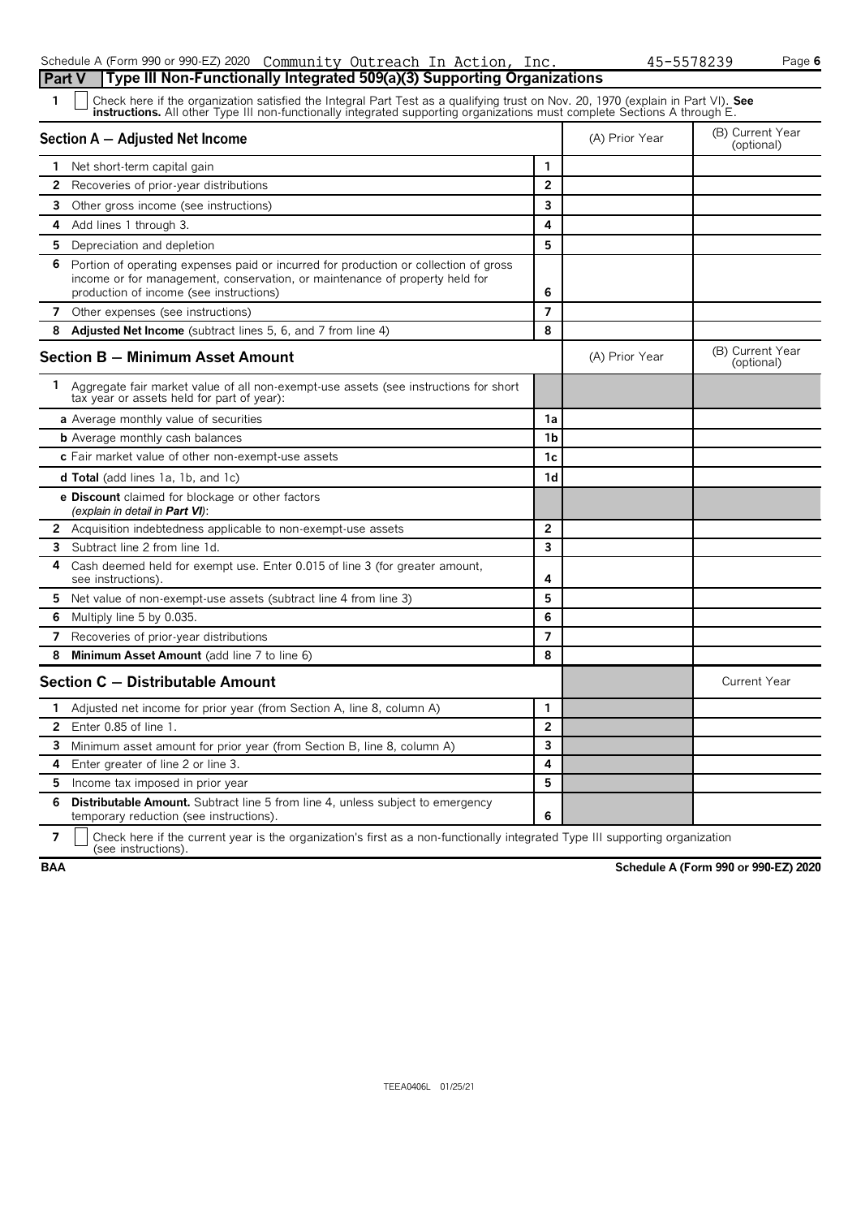Schedule A (Form 990 or 990-EZ) 2020 Community Outreach In Action, Inc. 45-5578239

## Part V Type III Non-Functionally Integrated 509(a)(3) Supporting Organizations

**1** ☐ Check here if the organization satisfied the Integral Part Test as a qualifying trust on Nov. 20, 1970 (explain in Part VI). **See instructions.** All other Type III non-functionally integrated supporting organizations must complete Sections A through E.

| Section A — Adjusted Net Income | | (A) Prior Year | (B) Current Year (optional) |
|---|---|---|---|
| **1** Net short-term capital gain | 1 | | |
| **2** Recoveries of prior-year distributions | 2 | | |
| **3** Other gross income (see instructions) | 3 | | |
| **4** Add lines 1 through 3. | 4 | | |
| **5** Depreciation and depletion | 5 | | |
| **6** Portion of operating expenses paid or incurred for production or collection of gross income or for management, conservation, or maintenance of property held for production of income (see instructions) | 6 | | |
| **7** Other expenses (see instructions) | 7 | | |
| **8** **Adjusted Net Income** (subtract lines 5, 6, and 7 from line 4) | 8 | | |

| Section B — Minimum Asset Amount | | (A) Prior Year | (B) Current Year (optional) |
|---|---|---|---|
| **1** Aggregate fair market value of all non-exempt-use assets (see instructions for short tax year or assets held for part of year): | | | |
| **a** Average monthly value of securities | 1a | | |
| **b** Average monthly cash balances | 1b | | |
| **c** Fair market value of other non-exempt-use assets | 1c | | |
| **d Total** (add lines 1a, 1b, and 1c) | 1d | | |
| **e Discount** claimed for blockage or other factors *(explain in detail in **Part VI**)*: | | | |
| **2** Acquisition indebtedness applicable to non-exempt-use assets | 2 | | |
| **3** Subtract line 2 from line 1d. | 3 | | |
| **4** Cash deemed held for exempt use. Enter 0.015 of line 3 (for greater amount, see instructions). | 4 | | |
| **5** Net value of non-exempt-use assets (subtract line 4 from line 3) | 5 | | |
| **6** Multiply line 5 by 0.035. | 6 | | |
| **7** Recoveries of prior-year distributions | 7 | | |
| **8** **Minimum Asset Amount** (add line 7 to line 6) | 8 | | |

| Section C — Distributable Amount | | | Current Year |
|---|---|---|---|
| **1** Adjusted net income for prior year (from Section A, line 8, column A) | 1 | | |
| **2** Enter 0.85 of line 1. | 2 | | |
| **3** Minimum asset amount for prior year (from Section B, line 8, column A) | 3 | | |
| **4** Enter greater of line 2 or line 3. | 4 | | |
| **5** Income tax imposed in prior year | 5 | | |
| **6** **Distributable Amount.** Subtract line 5 from line 4, unless subject to emergency temporary reduction (see instructions). | 6 | | |

**7** ☐ Check here if the current year is the organization's first as a non-functionally integrated Type III supporting organization (see instructions).

BAA **Schedule A (Form 990 or 990-EZ) 2020**

TEEA0406L 01/25/21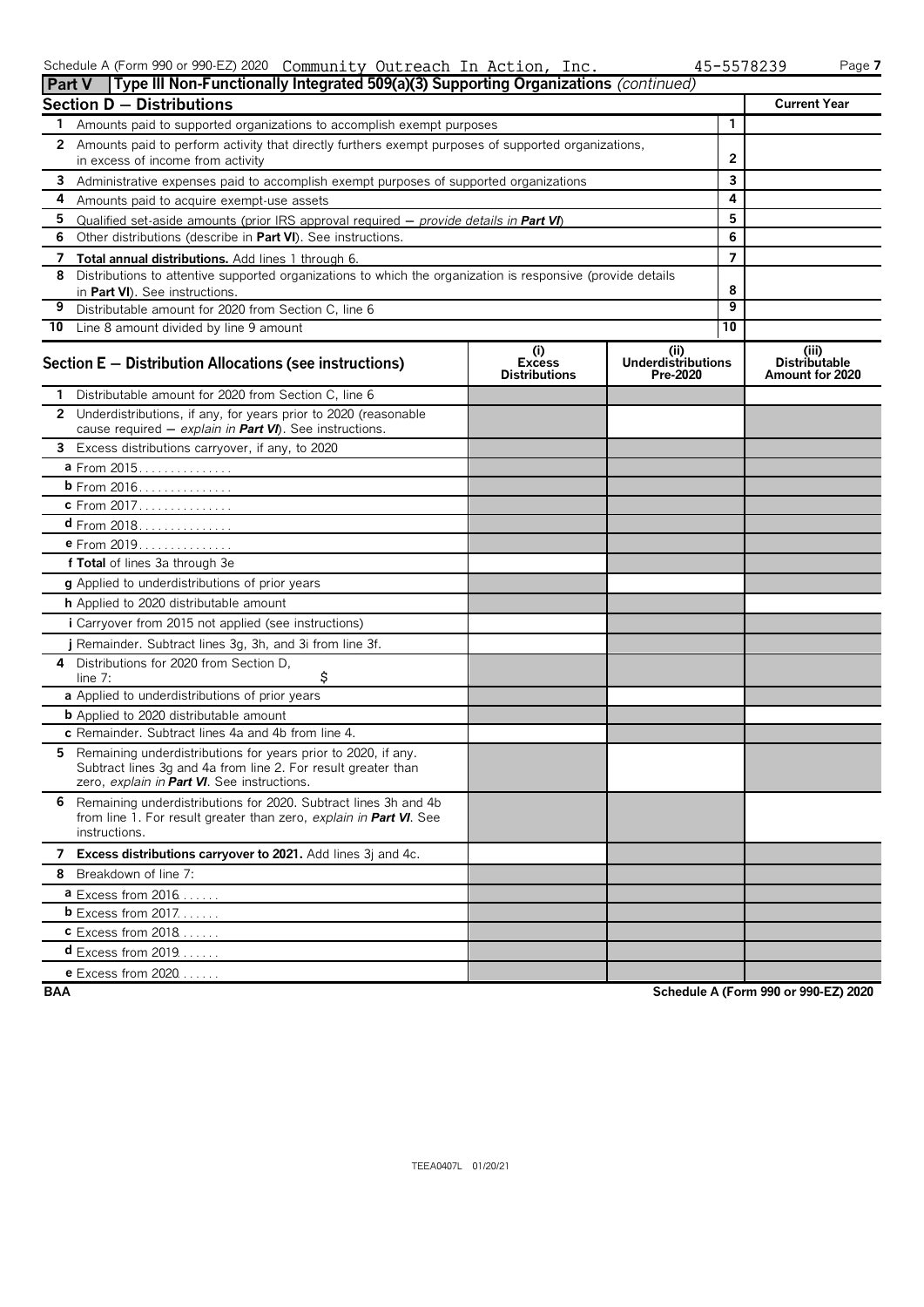Schedule A (Form 990 or 990-EZ) 2020 Community Outreach In Action, Inc. 45-5578239

**Part V — Type III Non-Functionally Integrated 509(a)(3) Supporting Organizations** *(continued)*

| Section D — Distributions | | Current Year |
|---|---|---|
| **1** Amounts paid to supported organizations to accomplish exempt purposes | 1 | |
| **2** Amounts paid to perform activity that directly furthers exempt purposes of supported organizations, in excess of income from activity | 2 | |
| **3** Administrative expenses paid to accomplish exempt purposes of supported organizations | 3 | |
| **4** Amounts paid to acquire exempt-use assets | 4 | |
| **5** Qualified set-aside amounts (prior IRS approval required — *provide details in **Part VI***) | 5 | |
| **6** Other distributions (describe in **Part VI**). See instructions. | 6 | |
| **7** **Total annual distributions.** Add lines 1 through 6. | 7 | |
| **8** Distributions to attentive supported organizations to which the organization is responsive (provide details in **Part VI**). See instructions. | 8 | |
| **9** Distributable amount for 2020 from Section C, line 6 | 9 | |
| **10** Line 8 amount divided by line 9 amount | 10 | |

| Section E — Distribution Allocations (see instructions) | (i) Excess Distributions | (ii) Underdistributions Pre-2020 | (iii) Distributable Amount for 2020 |
|---|---|---|---|
| **1** Distributable amount for 2020 from Section C, line 6 | | | |
| **2** Underdistributions, if any, for years prior to 2020 (reasonable cause required — *explain in **Part VI***). See instructions. | | | |
| **3** Excess distributions carryover, if any, to 2020 | | | |
| **a** From 2015 | | | |
| **b** From 2016 | | | |
| **c** From 2017 | | | |
| **d** From 2018 | | | |
| **e** From 2019 | | | |
| **f Total** of lines 3a through 3e | | | |
| **g** Applied to underdistributions of prior years | | | |
| **h** Applied to 2020 distributable amount | | | |
| **i** Carryover from 2015 not applied (see instructions) | | | |
| **j** Remainder. Subtract lines 3g, 3h, and 3i from line 3f. | | | |
| **4** Distributions for 2020 from Section D, line 7: $ | | | |
| **a** Applied to underdistributions of prior years | | | |
| **b** Applied to 2020 distributable amount | | | |
| **c** Remainder. Subtract lines 4a and 4b from line 4. | | | |
| **5** Remaining underdistributions for years prior to 2020, if any. Subtract lines 3g and 4a from line 2. For result greater than zero, *explain in **Part VI***. See instructions. | | | |
| **6** Remaining underdistributions for 2020. Subtract lines 3h and 4b from line 1. For result greater than zero, *explain in **Part VI***. See instructions. | | | |
| **7** **Excess distributions carryover to 2021.** Add lines 3j and 4c. | | | |
| **8** Breakdown of line 7: | | | |
| **a** Excess from 2016 | | | |
| **b** Excess from 2017 | | | |
| **c** Excess from 2018 | | | |
| **d** Excess from 2019 | | | |
| **e** Excess from 2020 | | | |

BAA — Schedule A (Form 990 or 990-EZ) 2020

TEEA0407L 01/20/21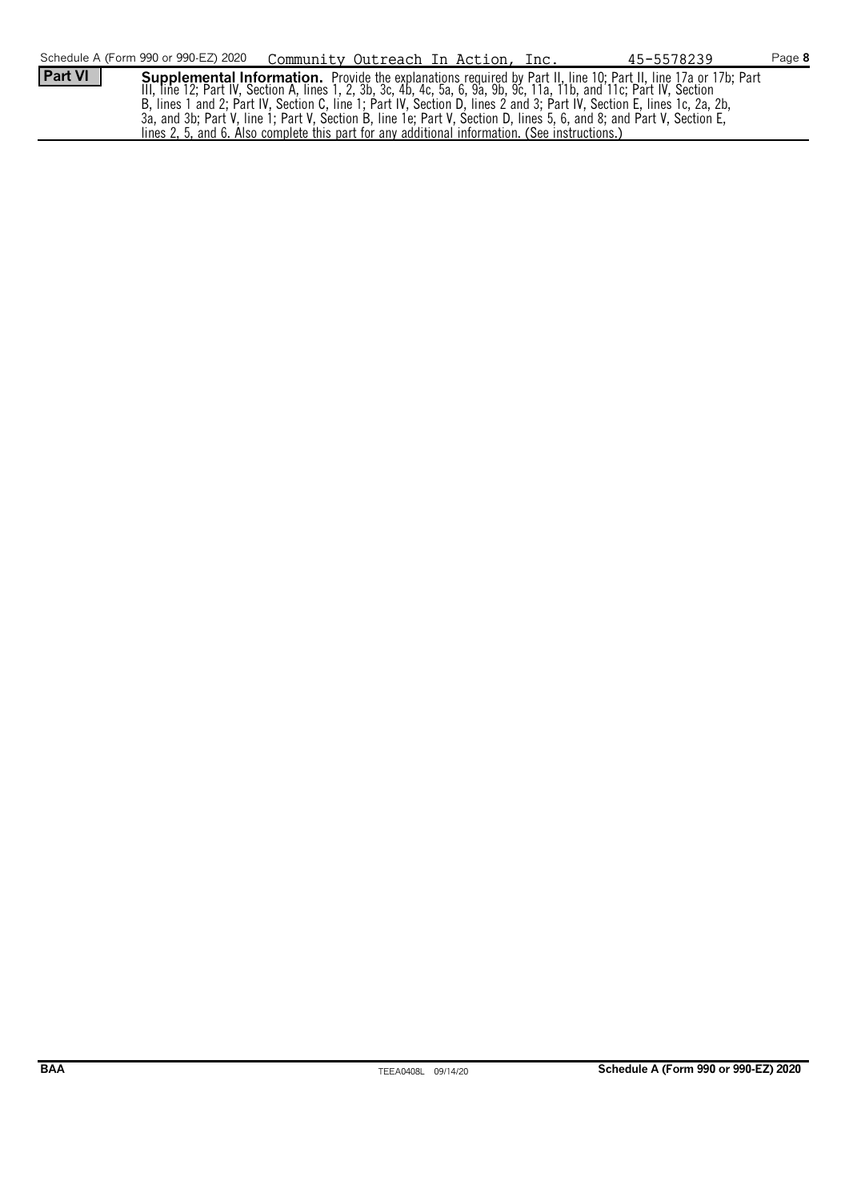Schedule A (Form 990 or 990-EZ) 2020 Community Outreach In Action, Inc. 45-5578239

**Part VI** **Supplemental Information.** Provide the explanations required by Part II, line 10; Part II, line 17a or 17b; Part III, line 12; Part IV, Section A, lines 1, 2, 3b, 3c, 4b, 4c, 5a, 6, 9a, 9b, 9c, 11a, 11b, and 11c; Part IV, Section B, lines 1 and 2; Part IV, Section C, line 1; Part IV, Section D, lines 2 and 3; Part IV, Section E, lines 1c, 2a, 2b, 3a, and 3b; Part V, line 1; Part V, Section B, line 1e; Part V, Section D, lines 5, 6, and 8; and Part V, Section E, lines 2, 5, and 6. Also complete this part for any additional information. (See instructions.)

**BAA** TEEA0408L 09/14/20 **Schedule A (Form 990 or 990-EZ) 2020**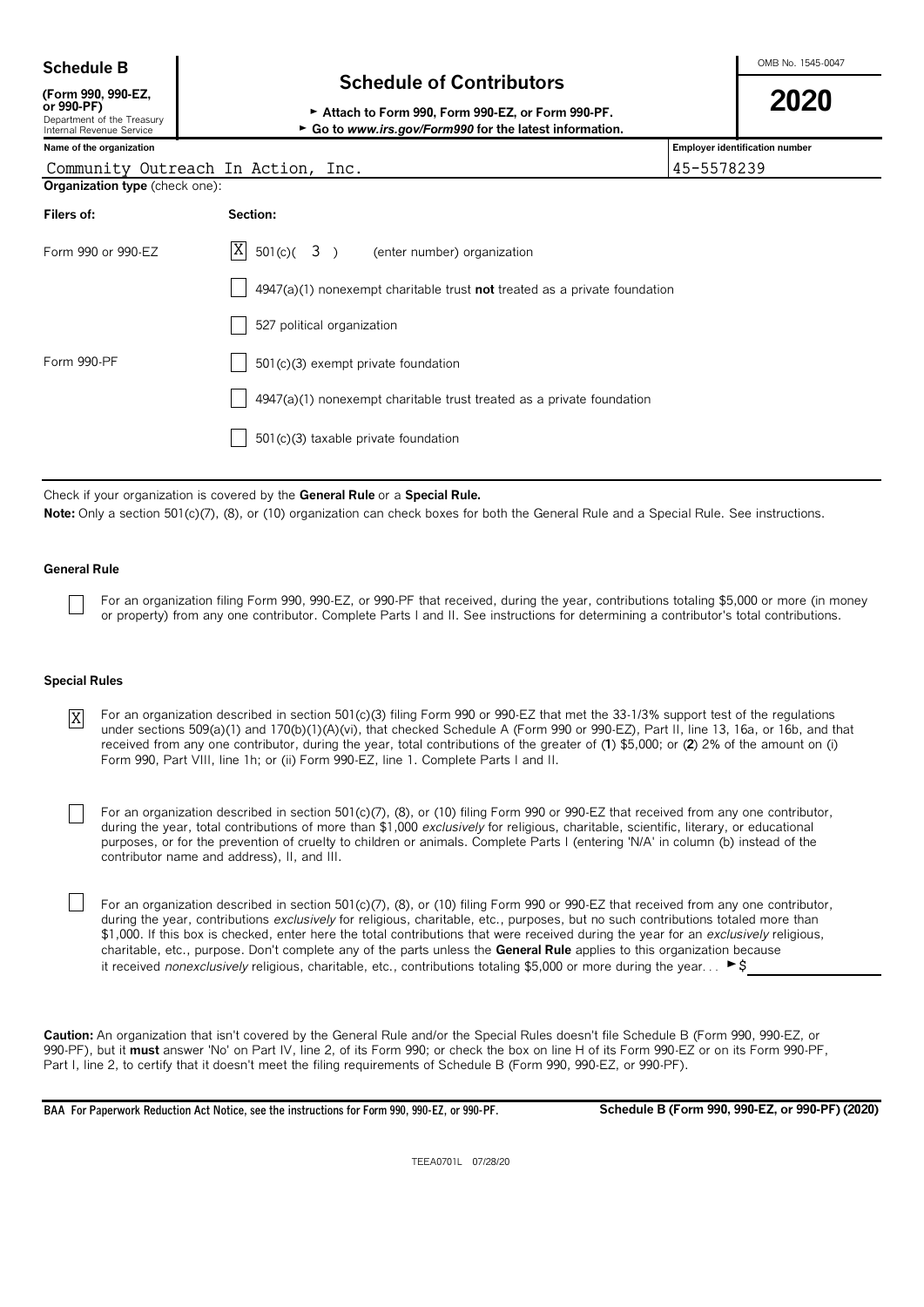**Schedule B**

**(Form 990, 990-EZ, or 990-PF)**
Department of the Treasury
Internal Revenue Service

# Schedule of Contributors

► Attach to Form 990, Form 990-EZ, or Form 990-PF.
► Go to *www.irs.gov/Form990* for the latest information.

OMB No. 1545-0047

**2020**

| Name of the organization | Employer identification number |
|---|---|
| Community Outreach In Action, Inc. | 45-5578239 |

**Organization type** (check one):

| Filers of: | Section: |
|---|---|
| Form 990 or 990-EZ | [X] 501(c)( 3 ) (enter number) organization |
| | [ ] 4947(a)(1) nonexempt charitable trust **not** treated as a private foundation |
| | [ ] 527 political organization |
| Form 990-PF | [ ] 501(c)(3) exempt private foundation |
| | [ ] 4947(a)(1) nonexempt charitable trust treated as a private foundation |
| | [ ] 501(c)(3) taxable private foundation |

Check if your organization is covered by the **General Rule** or a **Special Rule.**

**Note:** Only a section 501(c)(7), (8), or (10) organization can check boxes for both the General Rule and a Special Rule. See instructions.

**General Rule**

[ ] For an organization filing Form 990, 990-EZ, or 990-PF that received, during the year, contributions totaling $5,000 or more (in money or property) from any one contributor. Complete Parts I and II. See instructions for determining a contributor's total contributions.

**Special Rules**

[X] For an organization described in section 501(c)(3) filing Form 990 or 990-EZ that met the 33-1/3% support test of the regulations under sections 509(a)(1) and 170(b)(1)(A)(vi), that checked Schedule A (Form 990 or 990-EZ), Part II, line 13, 16a, or 16b, and that received from any one contributor, during the year, total contributions of the greater of (**1**) $5,000; or (**2**) 2% of the amount on (i) Form 990, Part VIII, line 1h; or (ii) Form 990-EZ, line 1. Complete Parts I and II.

[ ] For an organization described in section 501(c)(7), (8), or (10) filing Form 990 or 990-EZ that received from any one contributor, during the year, total contributions of more than $1,000 *exclusively* for religious, charitable, scientific, literary, or educational purposes, or for the prevention of cruelty to children or animals. Complete Parts I (entering 'N/A' in column (b) instead of the contributor name and address), II, and III.

[ ] For an organization described in section 501(c)(7), (8), or (10) filing Form 990 or 990-EZ that received from any one contributor, during the year, contributions *exclusively* for religious, charitable, etc., purposes, but no such contributions totaled more than $1,000. If this box is checked, enter here the total contributions that were received during the year for an *exclusively* religious, charitable, etc., purpose. Don't complete any of the parts unless the **General Rule** applies to this organization because it received *nonexclusively* religious, charitable, etc., contributions totaling $5,000 or more during the year. . . ► $ ____________

**Caution:** An organization that isn't covered by the General Rule and/or the Special Rules doesn't file Schedule B (Form 990, 990-EZ, or 990-PF), but it **must** answer 'No' on Part IV, line 2, of its Form 990; or check the box on line H of its Form 990-EZ or on its Form 990-PF, Part I, line 2, to certify that it doesn't meet the filing requirements of Schedule B (Form 990, 990-EZ, or 990-PF).

**BAA For Paperwork Reduction Act Notice, see the instructions for Form 990, 990-EZ, or 990-PF.** **Schedule B (Form 990, 990-EZ, or 990-PF) (2020)**

TEEA0701L 07/28/20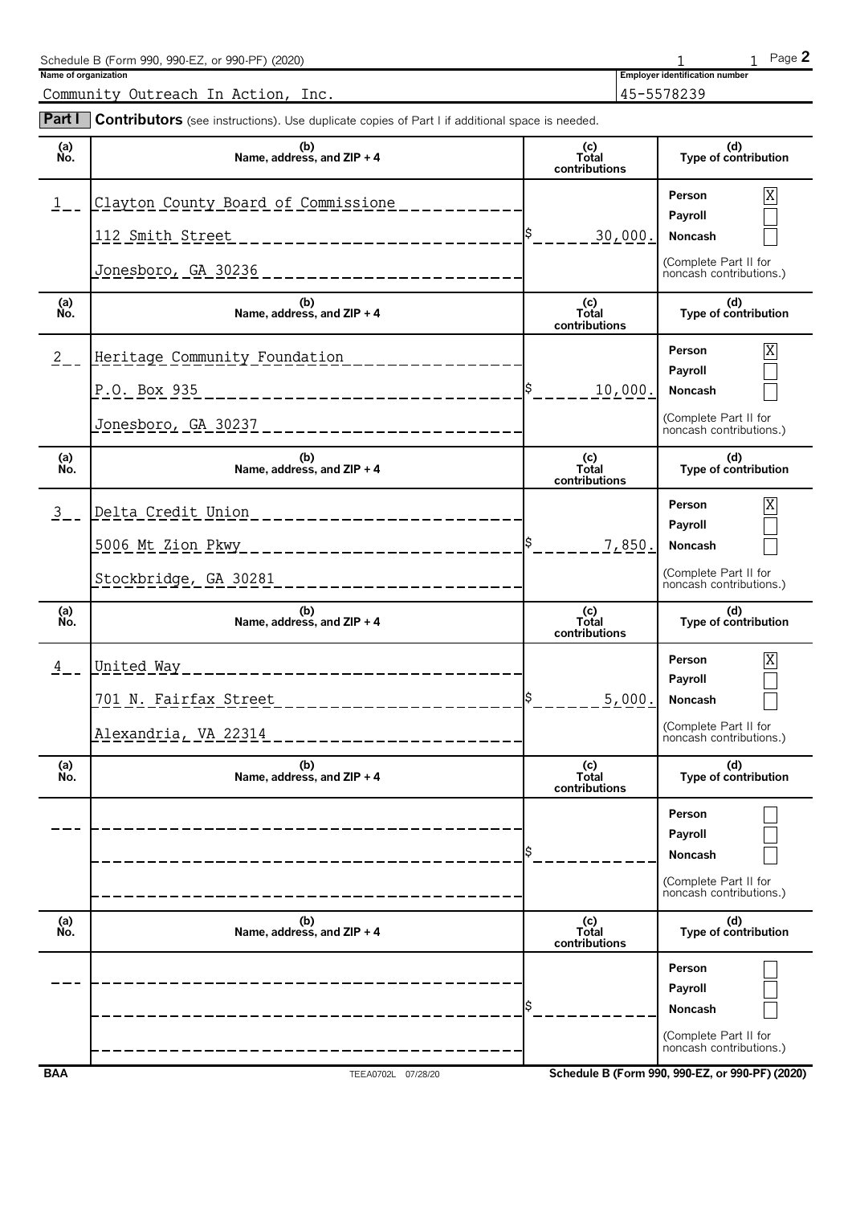Schedule B (Form 990, 990-EZ, or 990-PF) (2020) 1 1 Page **2**

**Name of organization**

Community Outreach In Action, Inc.

**Employer identification number**

45-5578239

**Part I** **Contributors** (see instructions). Use duplicate copies of Part I if additional space is needed.

| (a) No. | (b) Name, address, and ZIP + 4 | (c) Total contributions | (d) Type of contribution |
|---|---|---|---|
| 1 | Clayton County Board of Commissione<br>112 Smith Street<br>Jonesboro, GA 30236 | $ 30,000. | Person [X]<br>Payroll [ ]<br>Noncash [ ]<br>(Complete Part II for noncash contributions.) |
| 2 | Heritage Community Foundation<br>P.O. Box 935<br>Jonesboro, GA 30237 | $ 10,000. | Person [X]<br>Payroll [ ]<br>Noncash [ ]<br>(Complete Part II for noncash contributions.) |
| 3 | Delta Credit Union<br>5006 Mt Zion Pkwy<br>Stockbridge, GA 30281 | $ 7,850. | Person [X]<br>Payroll [ ]<br>Noncash [ ]<br>(Complete Part II for noncash contributions.) |
| 4 | United Way<br>701 N. Fairfax Street<br>Alexandria, VA 22314 | $ 5,000. | Person [X]<br>Payroll [ ]<br>Noncash [ ]<br>(Complete Part II for noncash contributions.) |
| | | $ | Person [ ]<br>Payroll [ ]<br>Noncash [ ]<br>(Complete Part II for noncash contributions.) |
| | | $ | Person [ ]<br>Payroll [ ]<br>Noncash [ ]<br>(Complete Part II for noncash contributions.) |

**BAA** TEEA0702L 07/28/20 **Schedule B (Form 990, 990-EZ, or 990-PF) (2020)**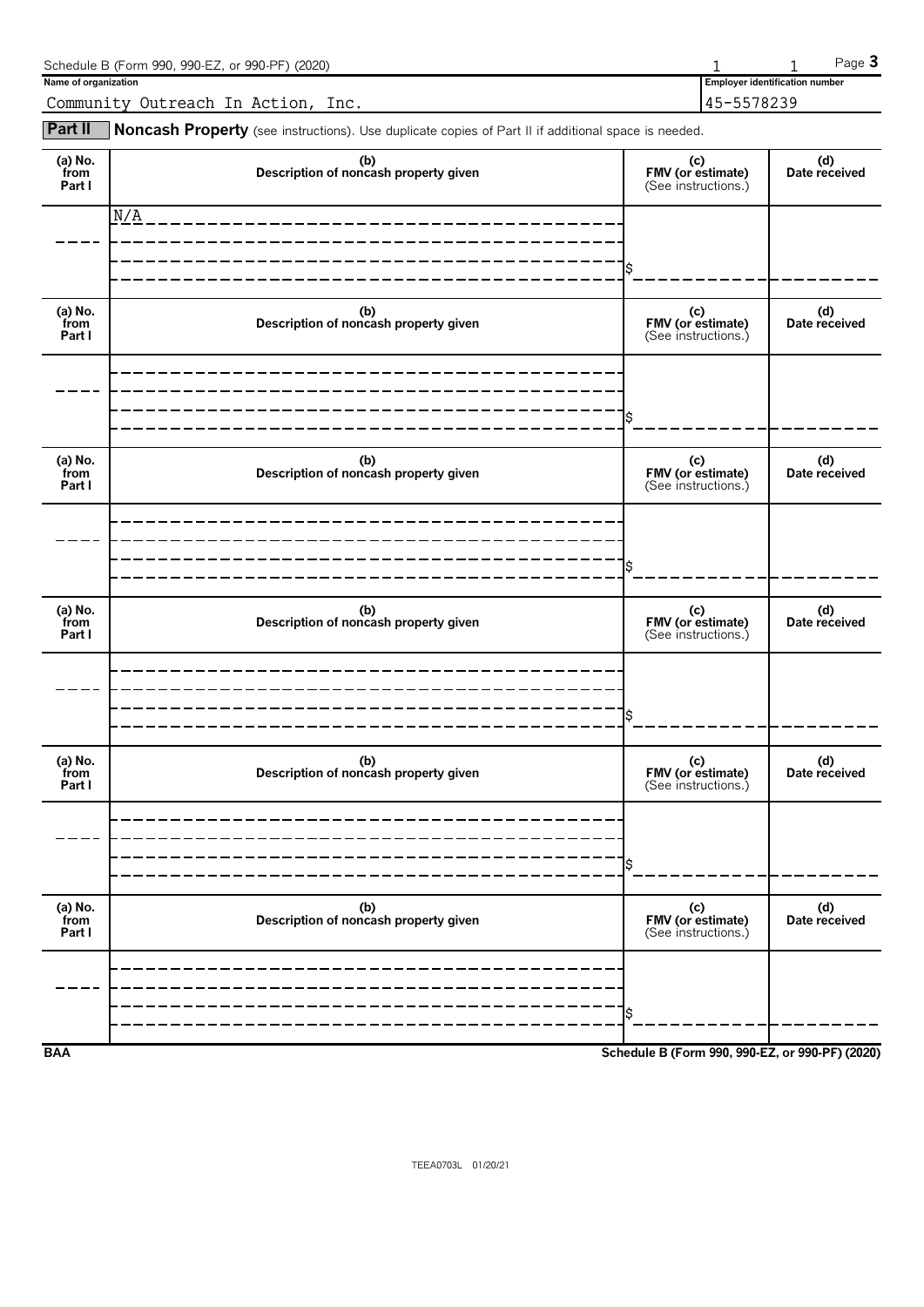Schedule B (Form 990, 990-EZ, or 990-PF) (2020)

**Name of organization**

Community Outreach In Action, Inc.

**Employer identification number**

45-5578239

**Part II** **Noncash Property** (see instructions). Use duplicate copies of Part II if additional space is needed.

| (a) No. from Part I | (b) Description of noncash property given | (c) FMV (or estimate) (See instructions.) | (d) Date received |
|---|---|---|---|
| | N/A | $ | |

| (a) No. from Part I | (b) Description of noncash property given | (c) FMV (or estimate) (See instructions.) | (d) Date received |
|---|---|---|---|
| | | $ | |

| (a) No. from Part I | (b) Description of noncash property given | (c) FMV (or estimate) (See instructions.) | (d) Date received |
|---|---|---|---|
| | | $ | |

| (a) No. from Part I | (b) Description of noncash property given | (c) FMV (or estimate) (See instructions.) | (d) Date received |
|---|---|---|---|
| | | $ | |

| (a) No. from Part I | (b) Description of noncash property given | (c) FMV (or estimate) (See instructions.) | (d) Date received |
|---|---|---|---|
| | | $ | |

| (a) No. from Part I | (b) Description of noncash property given | (c) FMV (or estimate) (See instructions.) | (d) Date received |
|---|---|---|---|
| | | $ | |

**BAA** **Schedule B (Form 990, 990-EZ, or 990-PF) (2020)**

TEEA0703L 01/20/21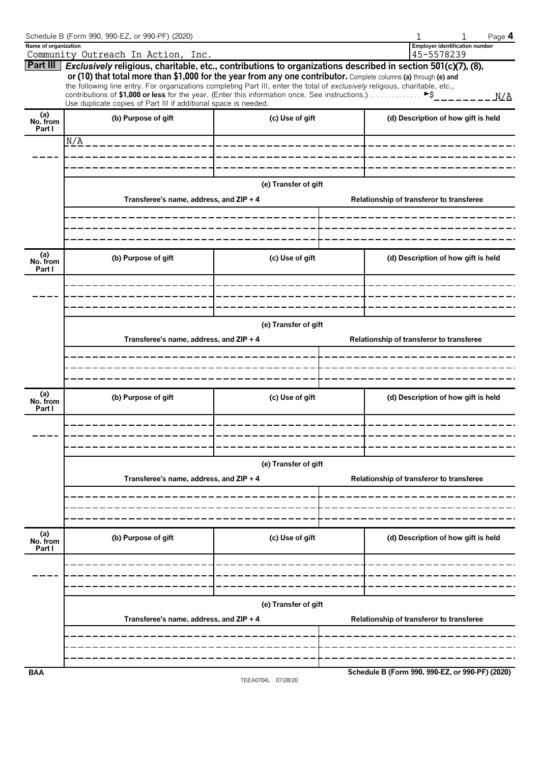Schedule B (Form 990, 990-EZ, or 990-PF) (2020) | 1 | 1 | Page **4**

**Name of organization**
Community Outreach In Action, Inc.

**Employer identification number**
45-5578239

**Part III** ***Exclusively*** **religious, charitable, etc., contributions to organizations described in section 501(c)(7), (8), or (10) that total more than $1,000 for the year from any one contributor.** Complete columns **(a)** through **(e)** and the following line entry. For organizations completing Part III, enter the total of *exclusively* religious, charitable, etc., contributions of **$1,000 or less** for the year. (Enter this information once. See instructions.) . . . . . . . . . . . . . . ►$ N/A

Use duplicate copies of Part III if additional space is needed.

| (a) No. from Part I | (b) Purpose of gift | (c) Use of gift | (d) Description of how gift is held |
|---|---|---|---|
| | N/A | | |

| (e) Transfer of gift | |
|---|---|
| Transferee's name, address, and ZIP + 4 | Relationship of transferor to transferee |
| | |

| (a) No. from Part I | (b) Purpose of gift | (c) Use of gift | (d) Description of how gift is held |
|---|---|---|---|
| | | | |

| (e) Transfer of gift | |
|---|---|
| Transferee's name, address, and ZIP + 4 | Relationship of transferor to transferee |
| | |

| (a) No. from Part I | (b) Purpose of gift | (c) Use of gift | (d) Description of how gift is held |
|---|---|---|---|
| | | | |

| (e) Transfer of gift | |
|---|---|
| Transferee's name, address, and ZIP + 4 | Relationship of transferor to transferee |
| | |

| (a) No. from Part I | (b) Purpose of gift | (c) Use of gift | (d) Description of how gift is held |
|---|---|---|---|
| | | | |

| (e) Transfer of gift | |
|---|---|
| Transferee's name, address, and ZIP + 4 | Relationship of transferor to transferee |
| | |

BAA TEEA0704L 07/28/20 **Schedule B (Form 990, 990-EZ, or 990-PF) (2020)**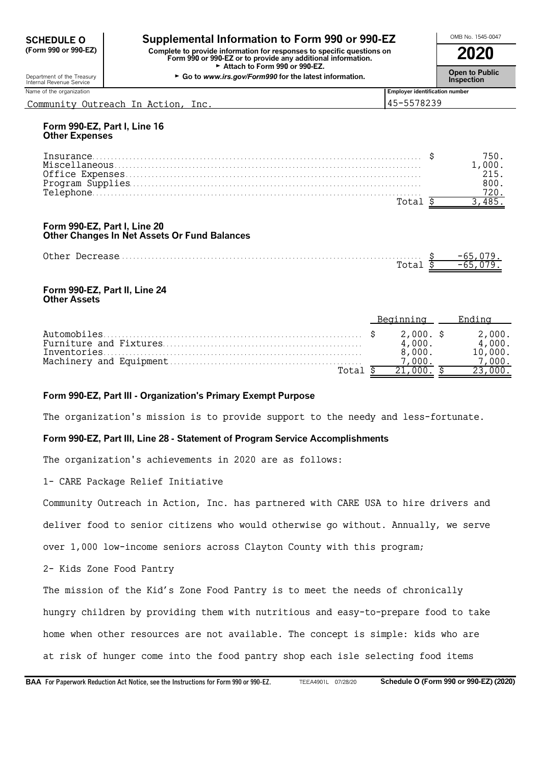**SCHEDULE O (Form 990 or 990-EZ)**

Department of the Treasury
Internal Revenue Service

# Supplemental Information to Form 990 or 990-EZ

**Complete to provide information for responses to specific questions on Form 990 or 990-EZ or to provide any additional information.**
► **Attach to Form 990 or 990-EZ.**
► **Go to *www.irs.gov/Form990* for the latest information.**

OMB No. 1545-0047

**2020**

**Open to Public Inspection**

| Name of the organization | Employer identification number |
|---|---|
| Community Outreach In Action, Inc. | 45-5578239 |

### Form 990-EZ, Part I, Line 16
### Other Expenses

| | |
|---|---|
| Insurance | $ 750. |
| Miscellaneous | 1,000. |
| Office Expenses | 215. |
| Program Supplies | 800. |
| Telephone | 720. |
| Total | $ 3,485. |

### Form 990-EZ, Part I, Line 20
### Other Changes In Net Assets Or Fund Balances

| | |
|---|---|
| Other Decrease | $ -65,079. |
| Total | $ -65,079. |

### Form 990-EZ, Part II, Line 24
### Other Assets

| | Beginning | Ending |
|---|---|---|
| Automobiles | $ 2,000. | $ 2,000. |
| Furniture and Fixtures | 4,000. | 4,000. |
| Inventories | 8,000. | 10,000. |
| Machinery and Equipment | 7,000. | 7,000. |
| Total | $ 21,000. | $ 23,000. |

### Form 990-EZ, Part III - Organization's Primary Exempt Purpose

The organization's mission is to provide support to the needy and less-fortunate.

### Form 990-EZ, Part III, Line 28 - Statement of Program Service Accomplishments

The organization's achievements in 2020 are as follows:

1- CARE Package Relief Initiative

Community Outreach in Action, Inc. has partnered with CARE USA to hire drivers and deliver food to senior citizens who would otherwise go without. Annually, we serve over 1,000 low-income seniors across Clayton County with this program;

2- Kids Zone Food Pantry

The mission of the Kid's Zone Food Pantry is to meet the needs of chronically hungry children by providing them with nutritious and easy-to-prepare food to take home when other resources are not available. The concept is simple: kids who are at risk of hunger come into the food pantry shop each isle selecting food items

**BAA For Paperwork Reduction Act Notice, see the Instructions for Form 990 or 990-EZ.** TEEA4901L 07/28/20 **Schedule O (Form 990 or 990-EZ) (2020)**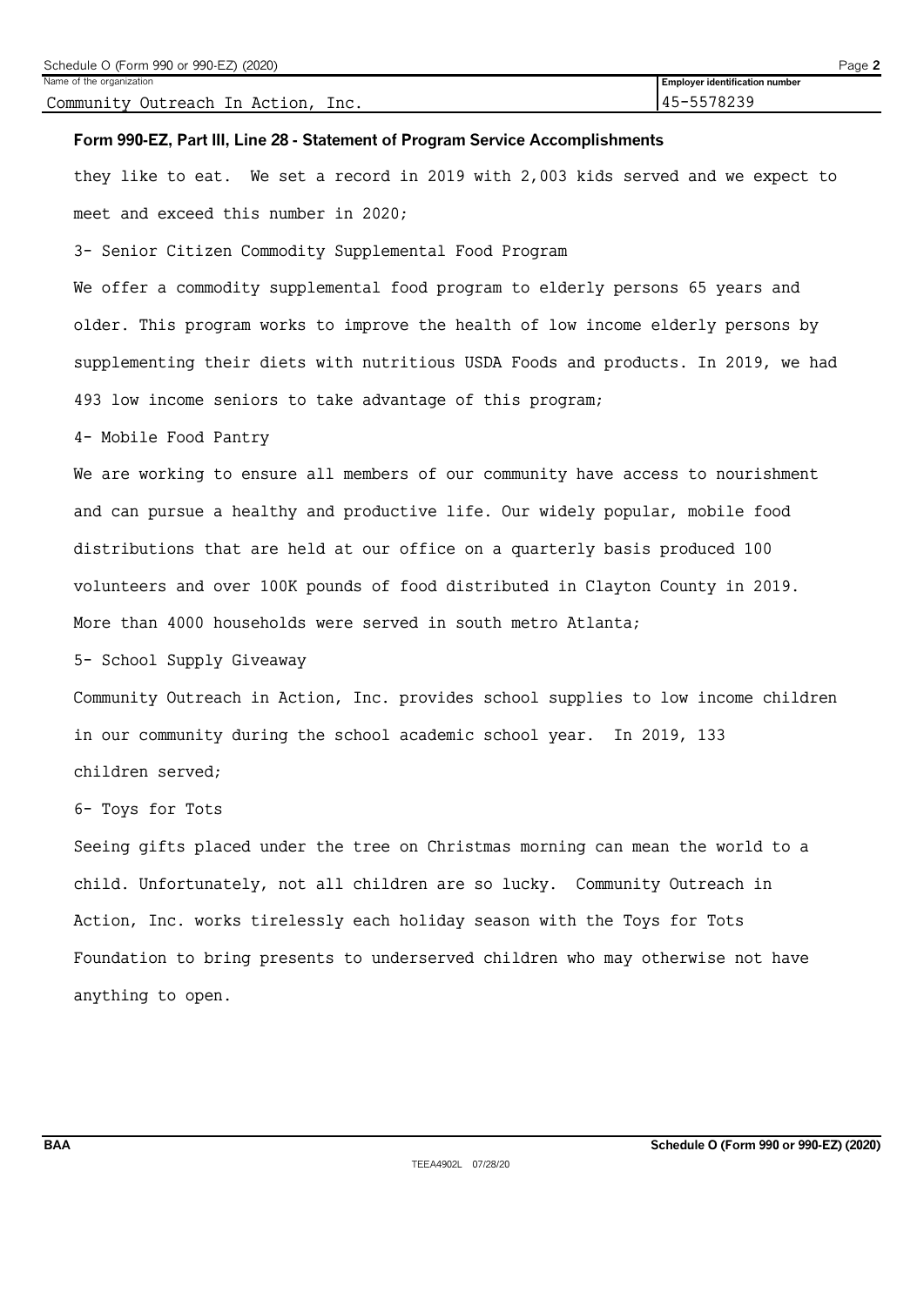Name of the organization: Community Outreach In Action, Inc.

Employer identification number: 45-5578239

**Form 990-EZ, Part III, Line 28 - Statement of Program Service Accomplishments**

they like to eat. We set a record in 2019 with 2,003 kids served and we expect to meet and exceed this number in 2020;

3- Senior Citizen Commodity Supplemental Food Program

We offer a commodity supplemental food program to elderly persons 65 years and older. This program works to improve the health of low income elderly persons by supplementing their diets with nutritious USDA Foods and products. In 2019, we had 493 low income seniors to take advantage of this program;

4- Mobile Food Pantry

We are working to ensure all members of our community have access to nourishment and can pursue a healthy and productive life. Our widely popular, mobile food distributions that are held at our office on a quarterly basis produced 100 volunteers and over 100K pounds of food distributed in Clayton County in 2019. More than 4000 households were served in south metro Atlanta;

5- School Supply Giveaway

Community Outreach in Action, Inc. provides school supplies to low income children in our community during the school academic school year. In 2019, 133 children served;

6- Toys for Tots

Seeing gifts placed under the tree on Christmas morning can mean the world to a child. Unfortunately, not all children are so lucky. Community Outreach in Action, Inc. works tirelessly each holiday season with the Toys for Tots Foundation to bring presents to underserved children who may otherwise not have anything to open.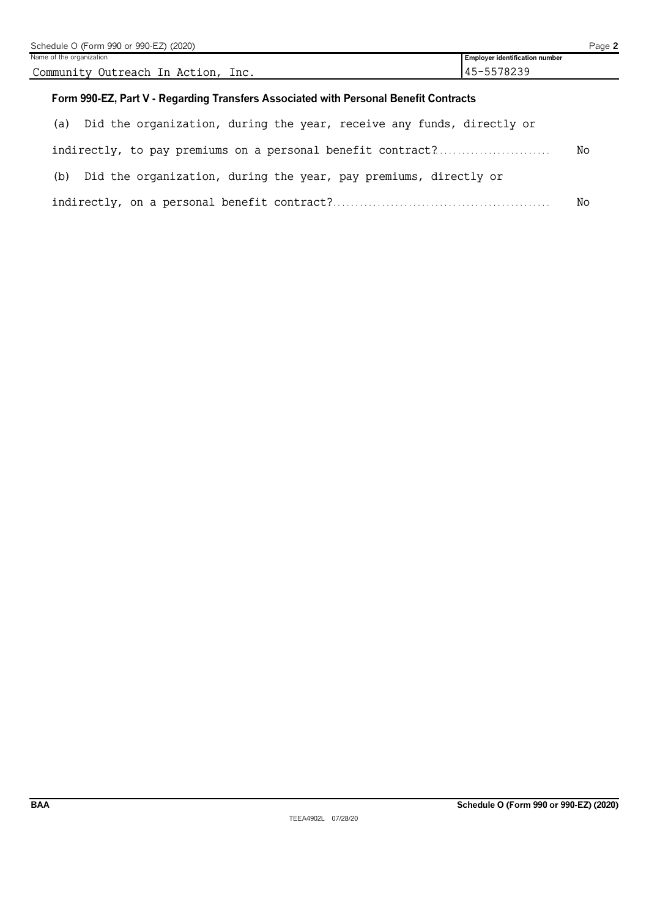| Name of the organization | Employer identification number |
| --- | --- |
| Community Outreach In Action, Inc. | 45-5578239 |

**Form 990-EZ, Part V - Regarding Transfers Associated with Personal Benefit Contracts**

(a) Did the organization, during the year, receive any funds, directly or indirectly, to pay premiums on a personal benefit contract? No

(b) Did the organization, during the year, pay premiums, directly or indirectly, on a personal benefit contract? No